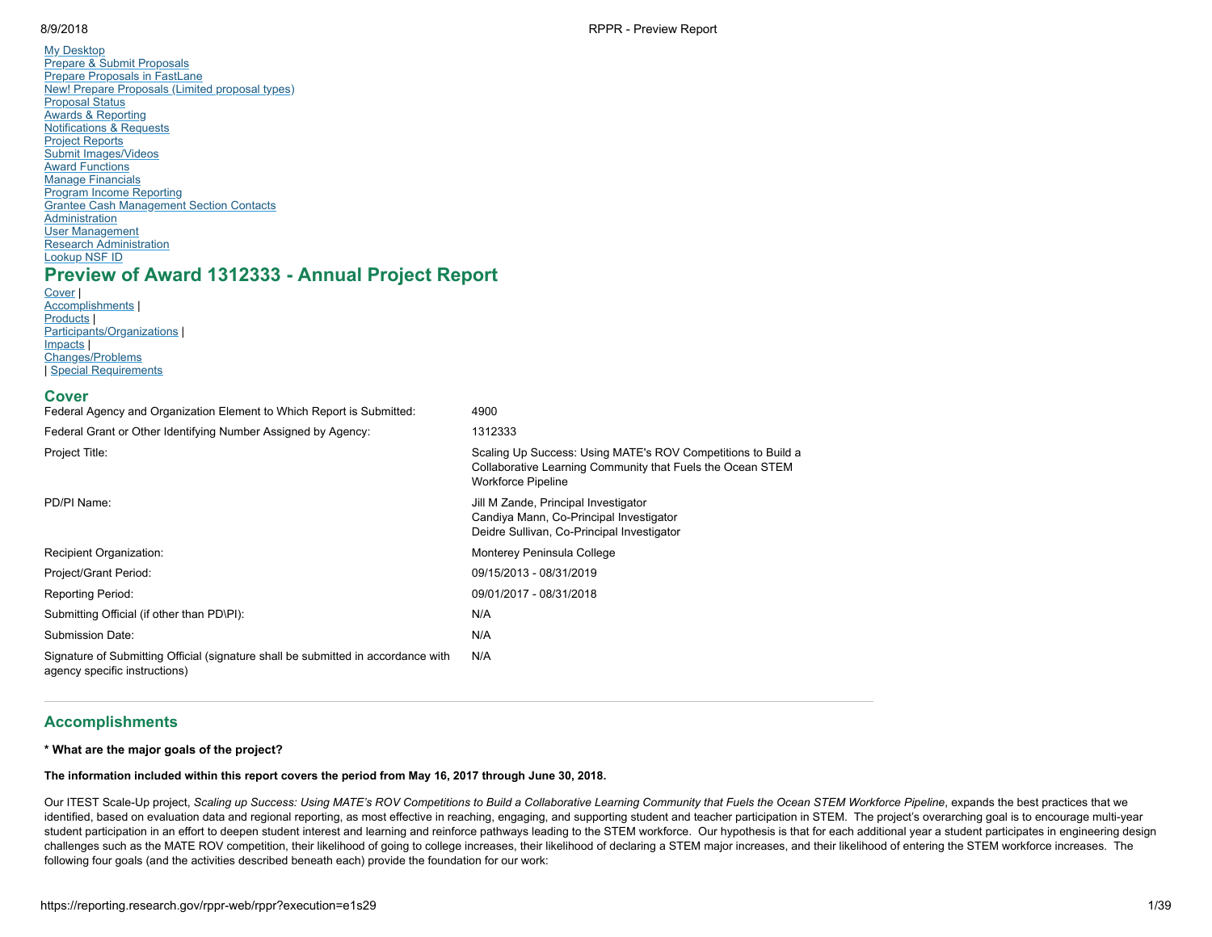My Desktop
Prepare & Submit Proposals
Prepare Proposals in FastLane
New! Prepare Proposals (Limited proposal types)
Proposal Status
Awards & Reporting
Notifications & Requests
Project Reports
Submit Images/Videos
Award Functions
Manage Financials
Program Income Reporting
Grantee Cash Management Section Contacts
Administration
User Management
Research Administration
Lookup NSF ID

# Preview of Award 1312333 - Annual Project Report

Cover |
Accomplishments |
Products |
Participants/Organizations |
Impacts |
Changes/Problems
| Special Requirements

## Cover

| | |
|---|---|
| Federal Agency and Organization Element to Which Report is Submitted: | 4900 |
| Federal Grant or Other Identifying Number Assigned by Agency: | 1312333 |
| Project Title: | Scaling Up Success: Using MATE's ROV Competitions to Build a Collaborative Learning Community that Fuels the Ocean STEM Workforce Pipeline |
| PD/PI Name: | Jill M Zande, Principal Investigator<br>Candiya Mann, Co-Principal Investigator<br>Deidre Sullivan, Co-Principal Investigator |
| Recipient Organization: | Monterey Peninsula College |
| Project/Grant Period: | 09/15/2013 - 08/31/2019 |
| Reporting Period: | 09/01/2017 - 08/31/2018 |
| Submitting Official (if other than PD\PI): | N/A |
| Submission Date: | N/A |
| Signature of Submitting Official (signature shall be submitted in accordance with agency specific instructions) | N/A |

## Accomplishments

**\* What are the major goals of the project?**

**The information included within this report covers the period from May 16, 2017 through June 30, 2018.**

Our ITEST Scale-Up project, *Scaling up Success: Using MATE's ROV Competitions to Build a Collaborative Learning Community that Fuels the Ocean STEM Workforce Pipeline*, expands the best practices that we identified, based on evaluation data and regional reporting, as most effective in reaching, engaging, and supporting student and teacher participation in STEM. The project's overarching goal is to encourage multi-year student participation in an effort to deepen student interest and learning and reinforce pathways leading to the STEM workforce. Our hypothesis is that for each additional year a student participates in engineering design challenges such as the MATE ROV competition, their likelihood of going to college increases, their likelihood of declaring a STEM major increases, and their likelihood of entering the STEM workforce increases. The following four goals (and the activities described beneath each) provide the foundation for our work: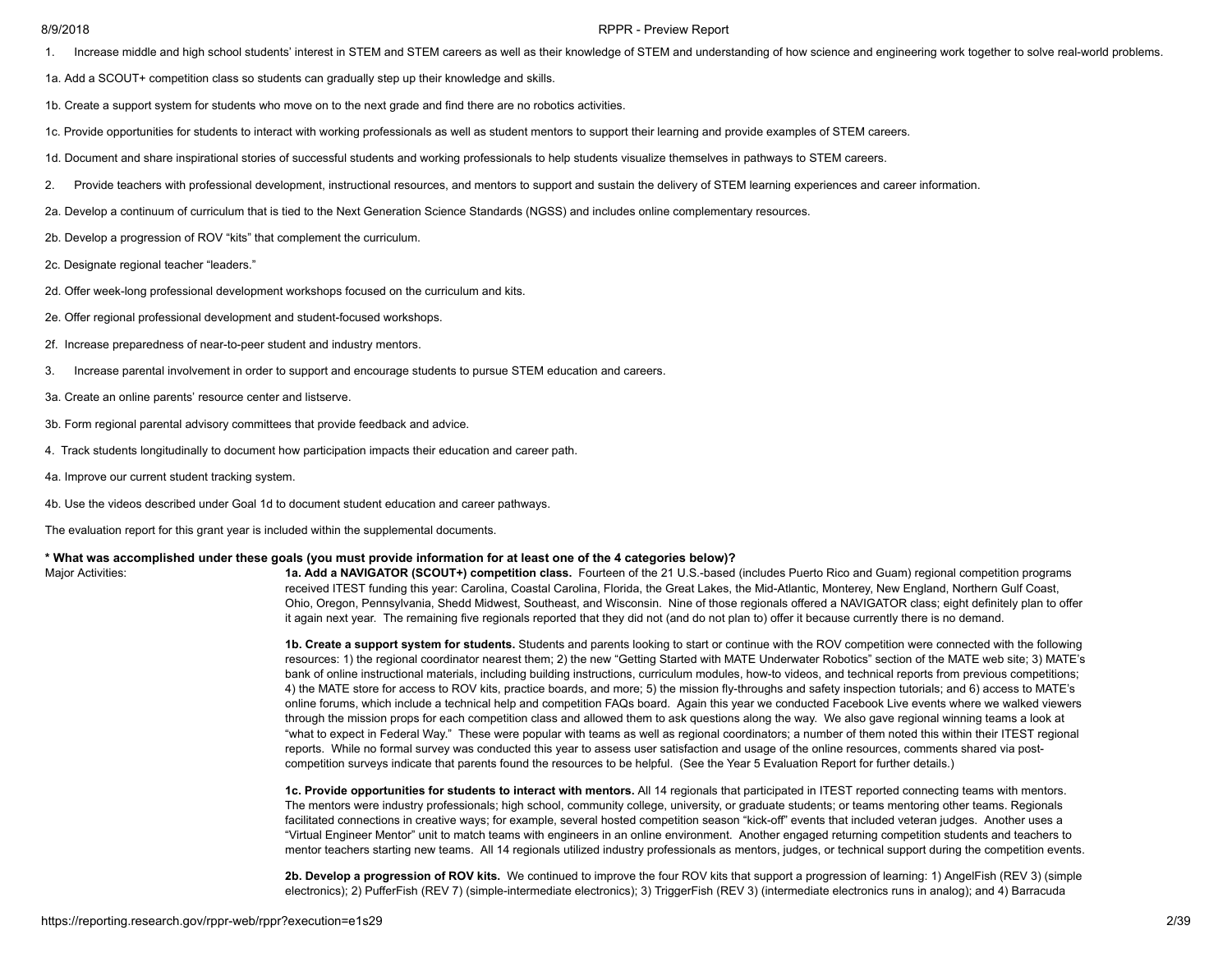1. Increase middle and high school students' interest in STEM and STEM careers as well as their knowledge of STEM and understanding of how science and engineering work together to solve real-world problems.

1a. Add a SCOUT+ competition class so students can gradually step up their knowledge and skills.

1b. Create a support system for students who move on to the next grade and find there are no robotics activities.

1c. Provide opportunities for students to interact with working professionals as well as student mentors to support their learning and provide examples of STEM careers.

1d. Document and share inspirational stories of successful students and working professionals to help students visualize themselves in pathways to STEM careers.

2. Provide teachers with professional development, instructional resources, and mentors to support and sustain the delivery of STEM learning experiences and career information.

2a. Develop a continuum of curriculum that is tied to the Next Generation Science Standards (NGSS) and includes online complementary resources.

2b. Develop a progression of ROV "kits" that complement the curriculum.

2c. Designate regional teacher "leaders."

2d. Offer week-long professional development workshops focused on the curriculum and kits.

2e. Offer regional professional development and student-focused workshops.

2f. Increase preparedness of near-to-peer student and industry mentors.

3. Increase parental involvement in order to support and encourage students to pursue STEM education and careers.

3a. Create an online parents' resource center and listserve.

3b. Form regional parental advisory committees that provide feedback and advice.

4. Track students longitudinally to document how participation impacts their education and career path.

4a. Improve our current student tracking system.

4b. Use the videos described under Goal 1d to document student education and career pathways.

The evaluation report for this grant year is included within the supplemental documents.

**\* What was accomplished under these goals (you must provide information for at least one of the 4 categories below)?**

Major Activities:

**1a. Add a NAVIGATOR (SCOUT+) competition class.** Fourteen of the 21 U.S.-based (includes Puerto Rico and Guam) regional competition programs received ITEST funding this year: Carolina, Coastal Carolina, Florida, the Great Lakes, the Mid-Atlantic, Monterey, New England, Northern Gulf Coast, Ohio, Oregon, Pennsylvania, Shedd Midwest, Southeast, and Wisconsin. Nine of those regionals offered a NAVIGATOR class; eight definitely plan to offer it again next year. The remaining five regionals reported that they did not (and do not plan to) offer it because currently there is no demand.

**1b. Create a support system for students.** Students and parents looking to start or continue with the ROV competition were connected with the following resources: 1) the regional coordinator nearest them; 2) the new "Getting Started with MATE Underwater Robotics" section of the MATE web site; 3) MATE's bank of online instructional materials, including building instructions, curriculum modules, how-to videos, and technical reports from previous competitions; 4) the MATE store for access to ROV kits, practice boards, and more; 5) the mission fly-throughs and safety inspection tutorials; and 6) access to MATE's online forums, which include a technical help and competition FAQs board. Again this year we conducted Facebook Live events where we walked viewers through the mission props for each competition class and allowed them to ask questions along the way. We also gave regional winning teams a look at "what to expect in Federal Way." These were popular with teams as well as regional coordinators; a number of them noted this within their ITEST regional reports. While no formal survey was conducted this year to assess user satisfaction and usage of the online resources, comments shared via post-competition surveys indicate that parents found the resources to be helpful. (See the Year 5 Evaluation Report for further details.)

**1c. Provide opportunities for students to interact with mentors.** All 14 regionals that participated in ITEST reported connecting teams with mentors. The mentors were industry professionals; high school, community college, university, or graduate students; or teams mentoring other teams. Regionals facilitated connections in creative ways; for example, several hosted competition season "kick-off" events that included veteran judges. Another uses a "Virtual Engineer Mentor" unit to match teams with engineers in an online environment. Another engaged returning competition students and teachers to mentor teachers starting new teams. All 14 regionals utilized industry professionals as mentors, judges, or technical support during the competition events.

**2b. Develop a progression of ROV kits.** We continued to improve the four ROV kits that support a progression of learning: 1) AngelFish (REV 3) (simple electronics); 2) PufferFish (REV 7) (simple-intermediate electronics); 3) TriggerFish (REV 3) (intermediate electronics runs in analog); and 4) Barracuda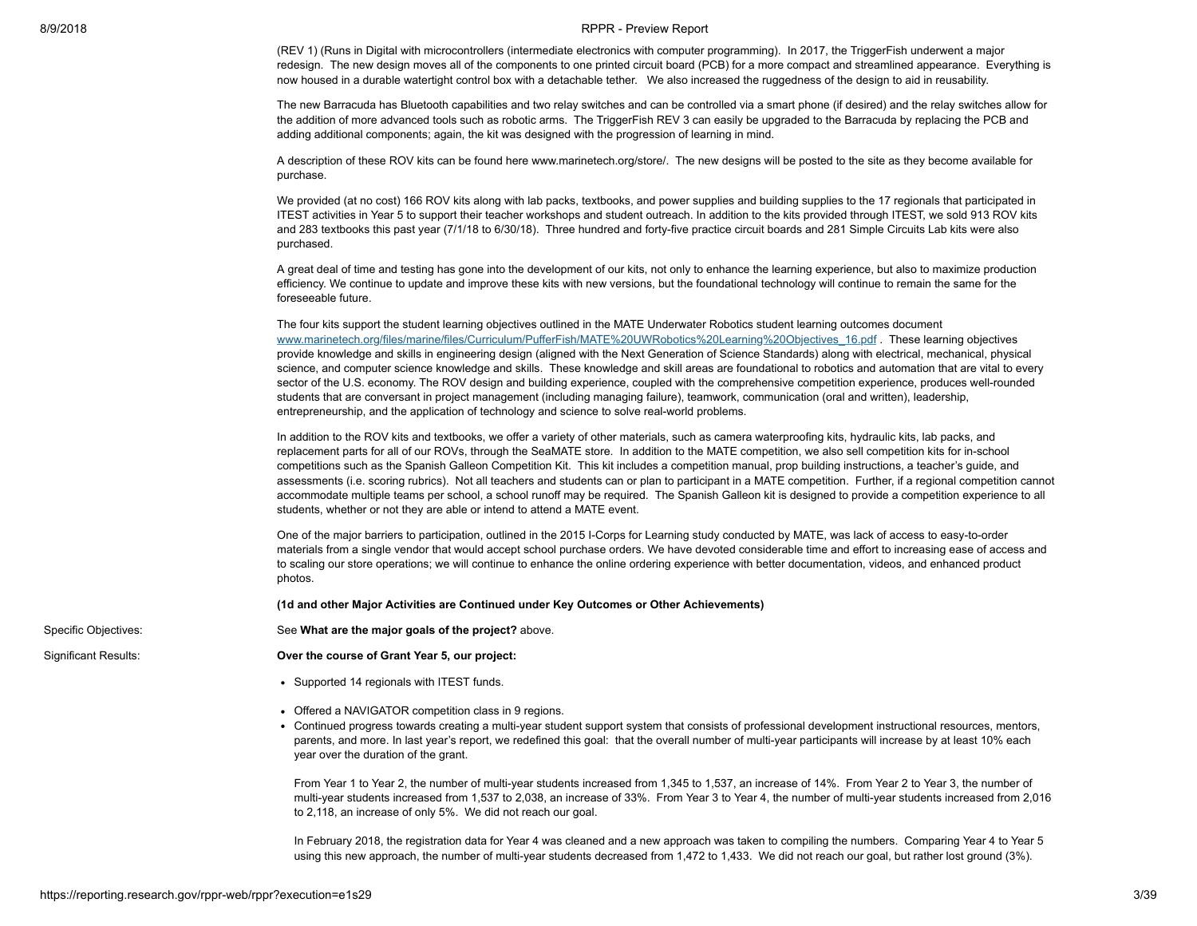(REV 1) (Runs in Digital with microcontrollers (intermediate electronics with computer programming). In 2017, the TriggerFish underwent a major redesign. The new design moves all of the components to one printed circuit board (PCB) for a more compact and streamlined appearance. Everything is now housed in a durable watertight control box with a detachable tether. We also increased the ruggedness of the design to aid in reusability.

The new Barracuda has Bluetooth capabilities and two relay switches and can be controlled via a smart phone (if desired) and the relay switches allow for the addition of more advanced tools such as robotic arms. The TriggerFish REV 3 can easily be upgraded to the Barracuda by replacing the PCB and adding additional components; again, the kit was designed with the progression of learning in mind.

A description of these ROV kits can be found here www.marinetech.org/store/. The new designs will be posted to the site as they become available for purchase.

We provided (at no cost) 166 ROV kits along with lab packs, textbooks, and power supplies and building supplies to the 17 regionals that participated in ITEST activities in Year 5 to support their teacher workshops and student outreach. In addition to the kits provided through ITEST, we sold 913 ROV kits and 283 textbooks this past year (7/1/18 to 6/30/18). Three hundred and forty-five practice circuit boards and 281 Simple Circuits Lab kits were also purchased.

A great deal of time and testing has gone into the development of our kits, not only to enhance the learning experience, but also to maximize production efficiency. We continue to update and improve these kits with new versions, but the foundational technology will continue to remain the same for the foreseeable future.

The four kits support the student learning objectives outlined in the MATE Underwater Robotics student learning outcomes document www.marinetech.org/files/marine/files/Curriculum/PufferFish/MATE%20UWRobotics%20Learning%20Objectives_16.pdf . These learning objectives provide knowledge and skills in engineering design (aligned with the Next Generation of Science Standards) along with electrical, mechanical, physical science, and computer science knowledge and skills. These knowledge and skill areas are foundational to robotics and automation that are vital to every sector of the U.S. economy. The ROV design and building experience, coupled with the comprehensive competition experience, produces well-rounded students that are conversant in project management (including managing failure), teamwork, communication (oral and written), leadership, entrepreneurship, and the application of technology and science to solve real-world problems.

In addition to the ROV kits and textbooks, we offer a variety of other materials, such as camera waterproofing kits, hydraulic kits, lab packs, and replacement parts for all of our ROVs, through the SeaMATE store. In addition to the MATE competition, we also sell competition kits for in-school competitions such as the Spanish Galleon Competition Kit. This kit includes a competition manual, prop building instructions, a teacher's guide, and assessments (i.e. scoring rubrics). Not all teachers and students can or plan to participant in a MATE competition. Further, if a regional competition cannot accommodate multiple teams per school, a school runoff may be required. The Spanish Galleon kit is designed to provide a competition experience to all students, whether or not they are able or intend to attend a MATE event.

One of the major barriers to participation, outlined in the 2015 I-Corps for Learning study conducted by MATE, was lack of access to easy-to-order materials from a single vendor that would accept school purchase orders. We have devoted considerable time and effort to increasing ease of access and to scaling our store operations; we will continue to enhance the online ordering experience with better documentation, videos, and enhanced product photos.

**(1d and other Major Activities are Continued under Key Outcomes or Other Achievements)**

Specific Objectives: See **What are the major goals of the project?** above.

Significant Results: **Over the course of Grant Year 5, our project:**

- Supported 14 regionals with ITEST funds.
- Offered a NAVIGATOR competition class in 9 regions.
- Continued progress towards creating a multi-year student support system that consists of professional development instructional resources, mentors, parents, and more. In last year's report, we redefined this goal: that the overall number of multi-year participants will increase by at least 10% each year over the duration of the grant.

  From Year 1 to Year 2, the number of multi-year students increased from 1,345 to 1,537, an increase of 14%. From Year 2 to Year 3, the number of multi-year students increased from 1,537 to 2,038, an increase of 33%. From Year 3 to Year 4, the number of multi-year students increased from 2,016 to 2,118, an increase of only 5%. We did not reach our goal.

  In February 2018, the registration data for Year 4 was cleaned and a new approach was taken to compiling the numbers. Comparing Year 4 to Year 5 using this new approach, the number of multi-year students decreased from 1,472 to 1,433. We did not reach our goal, but rather lost ground (3%).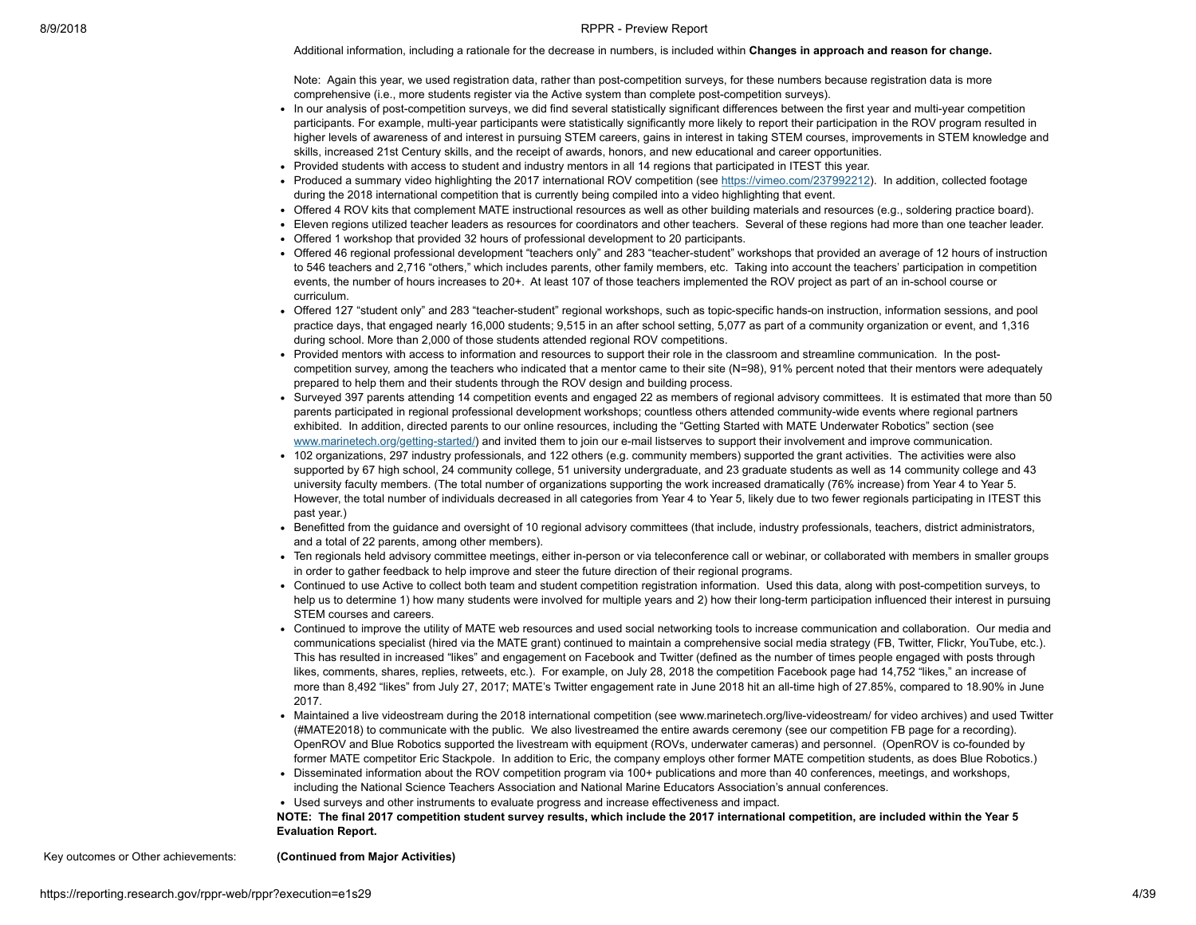Additional information, including a rationale for the decrease in numbers, is included within **Changes in approach and reason for change.**

Note: Again this year, we used registration data, rather than post-competition surveys, for these numbers because registration data is more comprehensive (i.e., more students register via the Active system than complete post-competition surveys).

- In our analysis of post-competition surveys, we did find several statistically significant differences between the first year and multi-year competition participants. For example, multi-year participants were statistically significantly more likely to report their participation in the ROV program resulted in higher levels of awareness of and interest in pursuing STEM careers, gains in interest in taking STEM courses, improvements in STEM knowledge and skills, increased 21st Century skills, and the receipt of awards, honors, and new educational and career opportunities.
- Provided students with access to student and industry mentors in all 14 regions that participated in ITEST this year.
- Produced a summary video highlighting the 2017 international ROV competition (see https://vimeo.com/237992212). In addition, collected footage during the 2018 international competition that is currently being compiled into a video highlighting that event.
- Offered 4 ROV kits that complement MATE instructional resources as well as other building materials and resources (e.g., soldering practice board).
- Eleven regions utilized teacher leaders as resources for coordinators and other teachers. Several of these regions had more than one teacher leader.
- Offered 1 workshop that provided 32 hours of professional development to 20 participants.
- Offered 46 regional professional development "teachers only" and 283 "teacher-student" workshops that provided an average of 12 hours of instruction to 546 teachers and 2,716 "others," which includes parents, other family members, etc. Taking into account the teachers' participation in competition events, the number of hours increases to 20+. At least 107 of those teachers implemented the ROV project as part of an in-school course or curriculum.
- Offered 127 "student only" and 283 "teacher-student" regional workshops, such as topic-specific hands-on instruction, information sessions, and pool practice days, that engaged nearly 16,000 students; 9,515 in an after school setting, 5,077 as part of a community organization or event, and 1,316 during school. More than 2,000 of those students attended regional ROV competitions.
- Provided mentors with access to information and resources to support their role in the classroom and streamline communication. In the post-competition survey, among the teachers who indicated that a mentor came to their site (N=98), 91% percent noted that their mentors were adequately prepared to help them and their students through the ROV design and building process.
- Surveyed 397 parents attending 14 competition events and engaged 22 as members of regional advisory committees. It is estimated that more than 50 parents participated in regional professional development workshops; countless others attended community-wide events where regional partners exhibited. In addition, directed parents to our online resources, including the "Getting Started with MATE Underwater Robotics" section (see www.marinetech.org/getting-started/) and invited them to join our e-mail listserves to support their involvement and improve communication.
- 102 organizations, 297 industry professionals, and 122 others (e.g. community members) supported the grant activities. The activities were also supported by 67 high school, 24 community college, 51 university undergraduate, and 23 graduate students as well as 14 community college and 43 university faculty members. (The total number of organizations supporting the work increased dramatically (76% increase) from Year 4 to Year 5. However, the total number of individuals decreased in all categories from Year 4 to Year 5, likely due to two fewer regionals participating in ITEST this past year.)
- Benefitted from the guidance and oversight of 10 regional advisory committees (that include, industry professionals, teachers, district administrators, and a total of 22 parents, among other members).
- Ten regionals held advisory committee meetings, either in-person or via teleconference call or webinar, or collaborated with members in smaller groups in order to gather feedback to help improve and steer the future direction of their regional programs.
- Continued to use Active to collect both team and student competition registration information. Used this data, along with post-competition surveys, to help us to determine 1) how many students were involved for multiple years and 2) how their long-term participation influenced their interest in pursuing STEM courses and careers.
- Continued to improve the utility of MATE web resources and used social networking tools to increase communication and collaboration. Our media and communications specialist (hired via the MATE grant) continued to maintain a comprehensive social media strategy (FB, Twitter, Flickr, YouTube, etc.). This has resulted in increased "likes" and engagement on Facebook and Twitter (defined as the number of times people engaged with posts through likes, comments, shares, replies, retweets, etc.). For example, on July 28, 2018 the competition Facebook page had 14,752 "likes," an increase of more than 8,492 "likes" from July 27, 2017; MATE's Twitter engagement rate in June 2018 hit an all-time high of 27.85%, compared to 18.90% in June 2017.
- Maintained a live videostream during the 2018 international competition (see www.marinetech.org/live-videostream/ for video archives) and used Twitter (#MATE2018) to communicate with the public. We also livestreamed the entire awards ceremony (see our competition FB page for a recording). OpenROV and Blue Robotics supported the livestream with equipment (ROVs, underwater cameras) and personnel. (OpenROV is co-founded by former MATE competitor Eric Stackpole. In addition to Eric, the company employs other former MATE competition students, as does Blue Robotics.)
- Disseminated information about the ROV competition program via 100+ publications and more than 40 conferences, meetings, and workshops, including the National Science Teachers Association and National Marine Educators Association's annual conferences.
- Used surveys and other instruments to evaluate progress and increase effectiveness and impact.

**NOTE: The final 2017 competition student survey results, which include the 2017 international competition, are included within the Year 5 Evaluation Report.**

Key outcomes or Other achievements: **(Continued from Major Activities)**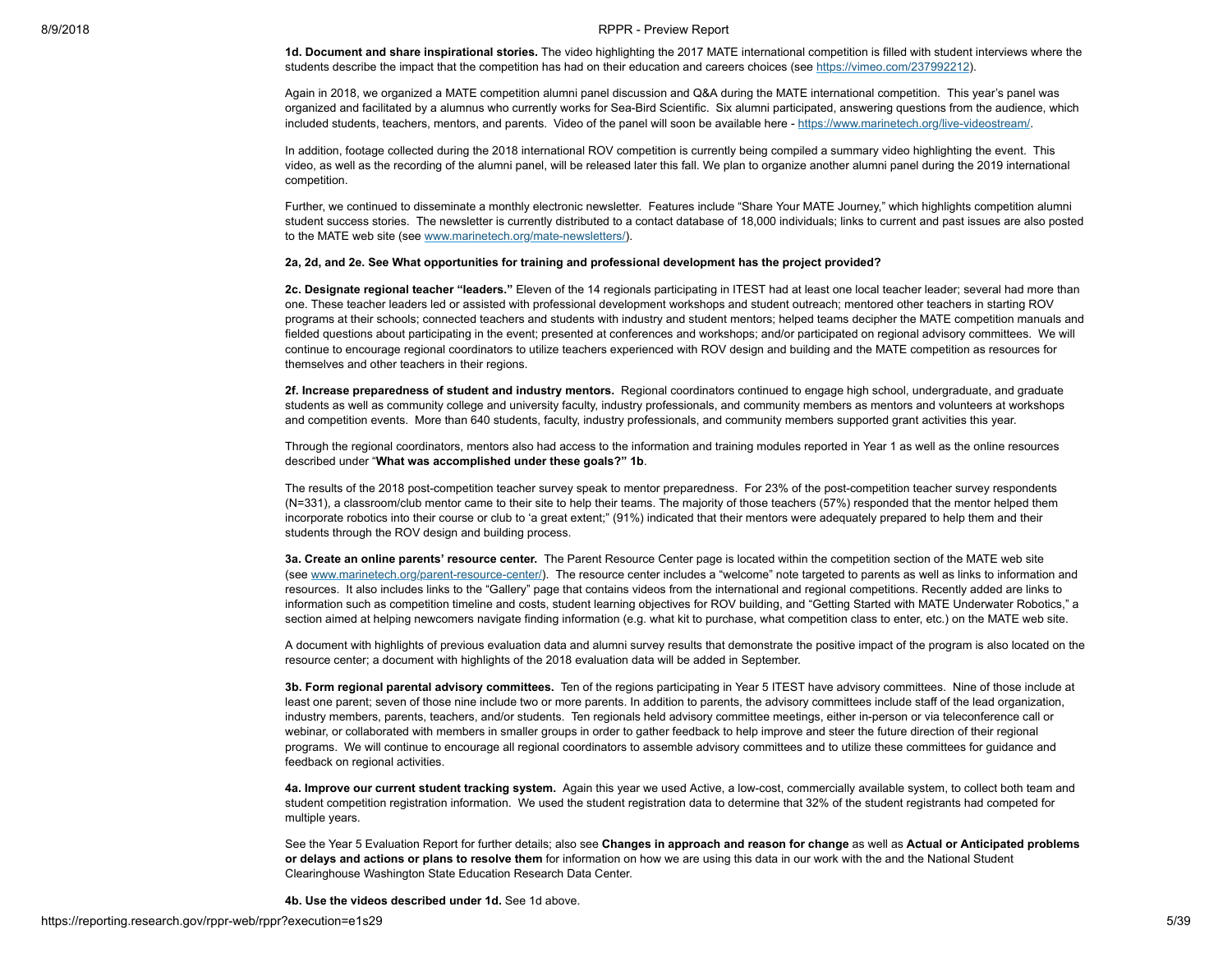**1d. Document and share inspirational stories.** The video highlighting the 2017 MATE international competition is filled with student interviews where the students describe the impact that the competition has had on their education and careers choices (see https://vimeo.com/237992212).

Again in 2018, we organized a MATE competition alumni panel discussion and Q&A during the MATE international competition. This year's panel was organized and facilitated by a alumnus who currently works for Sea-Bird Scientific. Six alumni participated, answering questions from the audience, which included students, teachers, mentors, and parents. Video of the panel will soon be available here - https://www.marinetech.org/live-videostream/.

In addition, footage collected during the 2018 international ROV competition is currently being compiled a summary video highlighting the event. This video, as well as the recording of the alumni panel, will be released later this fall. We plan to organize another alumni panel during the 2019 international competition.

Further, we continued to disseminate a monthly electronic newsletter. Features include "Share Your MATE Journey," which highlights competition alumni student success stories. The newsletter is currently distributed to a contact database of 18,000 individuals; links to current and past issues are also posted to the MATE web site (see www.marinetech.org/mate-newsletters/).

**2a, 2d, and 2e. See What opportunities for training and professional development has the project provided?**

**2c. Designate regional teacher "leaders."** Eleven of the 14 regionals participating in ITEST had at least one local teacher leader; several had more than one. These teacher leaders led or assisted with professional development workshops and student outreach; mentored other teachers in starting ROV programs at their schools; connected teachers and students with industry and student mentors; helped teams decipher the MATE competition manuals and fielded questions about participating in the event; presented at conferences and workshops; and/or participated on regional advisory committees. We will continue to encourage regional coordinators to utilize teachers experienced with ROV design and building and the MATE competition as resources for themselves and other teachers in their regions.

**2f. Increase preparedness of student and industry mentors.** Regional coordinators continued to engage high school, undergraduate, and graduate students as well as community college and university faculty, industry professionals, and community members as mentors and volunteers at workshops and competition events. More than 640 students, faculty, industry professionals, and community members supported grant activities this year.

Through the regional coordinators, mentors also had access to the information and training modules reported in Year 1 as well as the online resources described under "**What was accomplished under these goals?" 1b**.

The results of the 2018 post-competition teacher survey speak to mentor preparedness. For 23% of the post-competition teacher survey respondents (N=331), a classroom/club mentor came to their site to help their teams. The majority of those teachers (57%) responded that the mentor helped them incorporate robotics into their course or club to 'a great extent;" (91%) indicated that their mentors were adequately prepared to help them and their students through the ROV design and building process.

**3a. Create an online parents' resource center.** The Parent Resource Center page is located within the competition section of the MATE web site (see www.marinetech.org/parent-resource-center/). The resource center includes a "welcome" note targeted to parents as well as links to information and resources. It also includes links to the "Gallery" page that contains videos from the international and regional competitions. Recently added are links to information such as competition timeline and costs, student learning objectives for ROV building, and "Getting Started with MATE Underwater Robotics," a section aimed at helping newcomers navigate finding information (e.g. what kit to purchase, what competition class to enter, etc.) on the MATE web site.

A document with highlights of previous evaluation data and alumni survey results that demonstrate the positive impact of the program is also located on the resource center; a document with highlights of the 2018 evaluation data will be added in September.

**3b. Form regional parental advisory committees.** Ten of the regions participating in Year 5 ITEST have advisory committees. Nine of those include at least one parent; seven of those nine include two or more parents. In addition to parents, the advisory committees include staff of the lead organization, industry members, parents, teachers, and/or students. Ten regionals held advisory committee meetings, either in-person or via teleconference call or webinar, or collaborated with members in smaller groups in order to gather feedback to help improve and steer the future direction of their regional programs. We will continue to encourage all regional coordinators to assemble advisory committees and to utilize these committees for guidance and feedback on regional activities.

**4a. Improve our current student tracking system.** Again this year we used Active, a low-cost, commercially available system, to collect both team and student competition registration information. We used the student registration data to determine that 32% of the student registrants had competed for multiple years.

See the Year 5 Evaluation Report for further details; also see **Changes in approach and reason for change** as well as **Actual or Anticipated problems or delays and actions or plans to resolve them** for information on how we are using this data in our work with the and the National Student Clearinghouse Washington State Education Research Data Center.

**4b. Use the videos described under 1d.** See 1d above.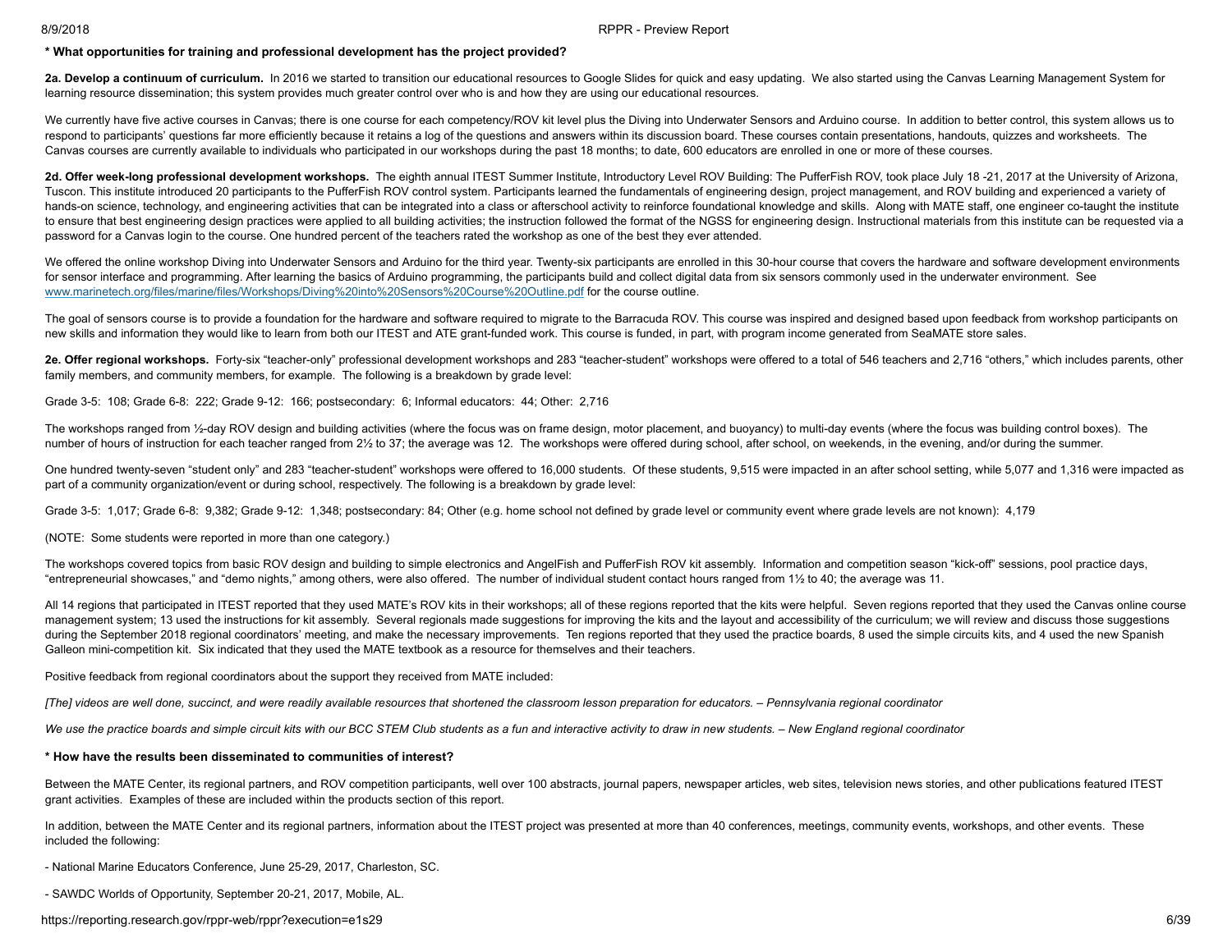**\* What opportunities for training and professional development has the project provided?**

**2a. Develop a continuum of curriculum.** In 2016 we started to transition our educational resources to Google Slides for quick and easy updating. We also started using the Canvas Learning Management System for learning resource dissemination; this system provides much greater control over who is and how they are using our educational resources.

We currently have five active courses in Canvas; there is one course for each competency/ROV kit level plus the Diving into Underwater Sensors and Arduino course. In addition to better control, this system allows us to respond to participants' questions far more efficiently because it retains a log of the questions and answers within its discussion board. These courses contain presentations, handouts, quizzes and worksheets. The Canvas courses are currently available to individuals who participated in our workshops during the past 18 months; to date, 600 educators are enrolled in one or more of these courses.

**2d. Offer week-long professional development workshops.** The eighth annual ITEST Summer Institute, Introductory Level ROV Building: The PufferFish ROV, took place July 18 -21, 2017 at the University of Arizona, Tuscon. This institute introduced 20 participants to the PufferFish ROV control system. Participants learned the fundamentals of engineering design, project management, and ROV building and experienced a variety of hands-on science, technology, and engineering activities that can be integrated into a class or afterschool activity to reinforce foundational knowledge and skills. Along with MATE staff, one engineer co-taught the institute to ensure that best engineering design practices were applied to all building activities; the instruction followed the format of the NGSS for engineering design. Instructional materials from this institute can be requested via a password for a Canvas login to the course. One hundred percent of the teachers rated the workshop as one of the best they ever attended.

We offered the online workshop Diving into Underwater Sensors and Arduino for the third year. Twenty-six participants are enrolled in this 30-hour course that covers the hardware and software development environments for sensor interface and programming. After learning the basics of Arduino programming, the participants build and collect digital data from six sensors commonly used in the underwater environment. See www.marinetech.org/files/marine/files/Workshops/Diving%20into%20Sensors%20Course%20Outline.pdf for the course outline.

The goal of sensors course is to provide a foundation for the hardware and software required to migrate to the Barracuda ROV. This course was inspired and designed based upon feedback from workshop participants on new skills and information they would like to learn from both our ITEST and ATE grant-funded work. This course is funded, in part, with program income generated from SeaMATE store sales.

**2e. Offer regional workshops.** Forty-six "teacher-only" professional development workshops and 283 "teacher-student" workshops were offered to a total of 546 teachers and 2,716 "others," which includes parents, other family members, and community members, for example. The following is a breakdown by grade level:

Grade 3-5: 108; Grade 6-8: 222; Grade 9-12: 166; postsecondary: 6; Informal educators: 44; Other: 2,716

The workshops ranged from ½-day ROV design and building activities (where the focus was on frame design, motor placement, and buoyancy) to multi-day events (where the focus was building control boxes). The number of hours of instruction for each teacher ranged from 2½ to 37; the average was 12. The workshops were offered during school, after school, on weekends, in the evening, and/or during the summer.

One hundred twenty-seven "student only" and 283 "teacher-student" workshops were offered to 16,000 students. Of these students, 9,515 were impacted in an after school setting, while 5,077 and 1,316 were impacted as part of a community organization/event or during school, respectively. The following is a breakdown by grade level:

Grade 3-5: 1,017; Grade 6-8: 9,382; Grade 9-12: 1,348; postsecondary: 84; Other (e.g. home school not defined by grade level or community event where grade levels are not known): 4,179

(NOTE: Some students were reported in more than one category.)

The workshops covered topics from basic ROV design and building to simple electronics and AngelFish and PufferFish ROV kit assembly. Information and competition season "kick-off" sessions, pool practice days, "entrepreneurial showcases," and "demo nights," among others, were also offered. The number of individual student contact hours ranged from 1½ to 40; the average was 11.

All 14 regions that participated in ITEST reported that they used MATE's ROV kits in their workshops; all of these regions reported that the kits were helpful. Seven regions reported that they used the Canvas online course management system; 13 used the instructions for kit assembly. Several regionals made suggestions for improving the kits and the layout and accessibility of the curriculum; we will review and discuss those suggestions during the September 2018 regional coordinators' meeting, and make the necessary improvements. Ten regions reported that they used the practice boards, 8 used the simple circuits kits, and 4 used the new Spanish Galleon mini-competition kit. Six indicated that they used the MATE textbook as a resource for themselves and their teachers.

Positive feedback from regional coordinators about the support they received from MATE included:

*[The] videos are well done, succinct, and were readily available resources that shortened the classroom lesson preparation for educators. – Pennsylvania regional coordinator*

*We use the practice boards and simple circuit kits with our BCC STEM Club students as a fun and interactive activity to draw in new students. – New England regional coordinator*

**\* How have the results been disseminated to communities of interest?**

Between the MATE Center, its regional partners, and ROV competition participants, well over 100 abstracts, journal papers, newspaper articles, web sites, television news stories, and other publications featured ITEST grant activities. Examples of these are included within the products section of this report.

In addition, between the MATE Center and its regional partners, information about the ITEST project was presented at more than 40 conferences, meetings, community events, workshops, and other events. These included the following:

- National Marine Educators Conference, June 25-29, 2017, Charleston, SC.

- SAWDC Worlds of Opportunity, September 20-21, 2017, Mobile, AL.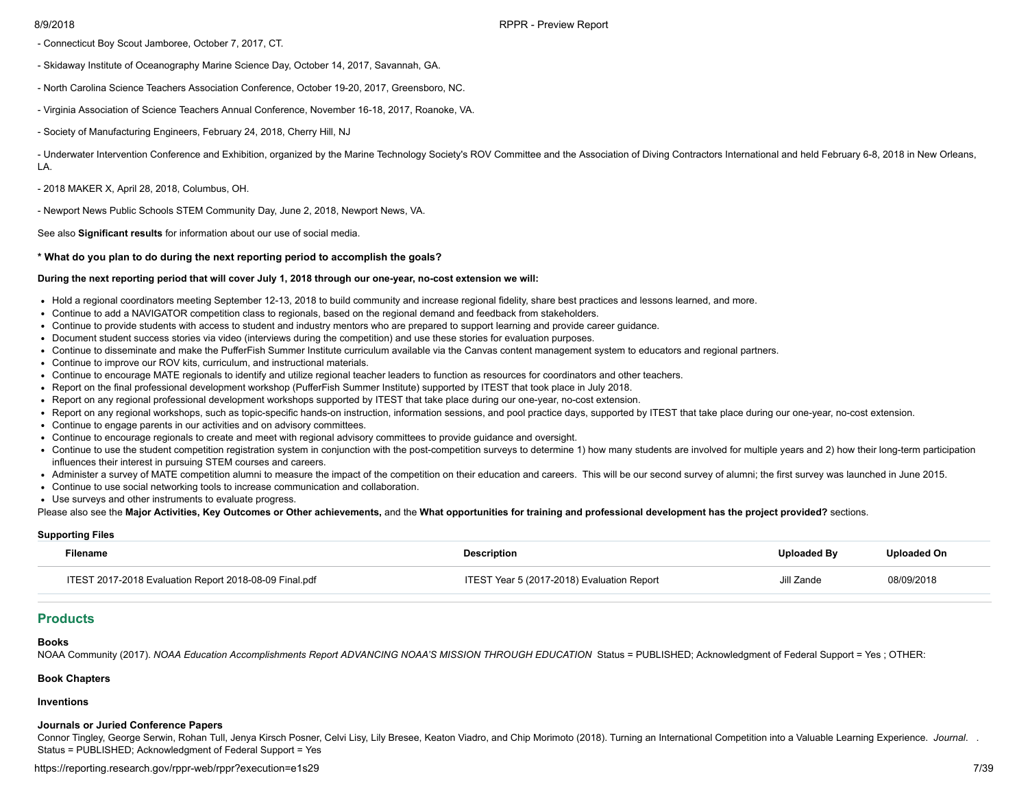- Connecticut Boy Scout Jamboree, October 7, 2017, CT.

- Skidaway Institute of Oceanography Marine Science Day, October 14, 2017, Savannah, GA.

- North Carolina Science Teachers Association Conference, October 19-20, 2017, Greensboro, NC.

- Virginia Association of Science Teachers Annual Conference, November 16-18, 2017, Roanoke, VA.

- Society of Manufacturing Engineers, February 24, 2018, Cherry Hill, NJ

- Underwater Intervention Conference and Exhibition, organized by the Marine Technology Society's ROV Committee and the Association of Diving Contractors International and held February 6-8, 2018 in New Orleans, LA.

- 2018 MAKER X, April 28, 2018, Columbus, OH.

- Newport News Public Schools STEM Community Day, June 2, 2018, Newport News, VA.

See also **Significant results** for information about our use of social media.

**\* What do you plan to do during the next reporting period to accomplish the goals?**

**During the next reporting period that will cover July 1, 2018 through our one-year, no-cost extension we will:**

- Hold a regional coordinators meeting September 12-13, 2018 to build community and increase regional fidelity, share best practices and lessons learned, and more.
- Continue to add a NAVIGATOR competition class to regionals, based on the regional demand and feedback from stakeholders.
- Continue to provide students with access to student and industry mentors who are prepared to support learning and provide career guidance.
- Document student success stories via video (interviews during the competition) and use these stories for evaluation purposes.
- Continue to disseminate and make the PufferFish Summer Institute curriculum available via the Canvas content management system to educators and regional partners.
- Continue to improve our ROV kits, curriculum, and instructional materials.
- Continue to encourage MATE regionals to identify and utilize regional teacher leaders to function as resources for coordinators and other teachers.
- Report on the final professional development workshop (PufferFish Summer Institute) supported by ITEST that took place in July 2018.
- Report on any regional professional development workshops supported by ITEST that take place during our one-year, no-cost extension.
- Report on any regional workshops, such as topic-specific hands-on instruction, information sessions, and pool practice days, supported by ITEST that take place during our one-year, no-cost extension.
- Continue to engage parents in our activities and on advisory committees.
- Continue to encourage regionals to create and meet with regional advisory committees to provide guidance and oversight.
- Continue to use the student competition registration system in conjunction with the post-competition surveys to determine 1) how many students are involved for multiple years and 2) how their long-term participation influences their interest in pursuing STEM courses and careers.
- Administer a survey of MATE competition alumni to measure the impact of the competition on their education and careers. This will be our second survey of alumni; the first survey was launched in June 2015.
- Continue to use social networking tools to increase communication and collaboration.
- Use surveys and other instruments to evaluate progress.

Please also see the **Major Activities, Key Outcomes or Other achievements,** and the **What opportunities for training and professional development has the project provided?** sections.

**Supporting Files**

| Filename | Description | Uploaded By | Uploaded On |
|---|---|---|---|
| ITEST 2017-2018 Evaluation Report 2018-08-09 Final.pdf | ITEST Year 5 (2017-2018) Evaluation Report | Jill Zande | 08/09/2018 |

## Products

**Books**

NOAA Community (2017). *NOAA Education Accomplishments Report ADVANCING NOAA'S MISSION THROUGH EDUCATION* Status = PUBLISHED; Acknowledgment of Federal Support = Yes ; OTHER:

**Book Chapters**

**Inventions**

**Journals or Juried Conference Papers**

Connor Tingley, George Serwin, Rohan Tull, Jenya Kirsch Posner, Celvi Lisy, Lily Bresee, Keaton Viadro, and Chip Morimoto (2018). Turning an International Competition into a Valuable Learning Experience. *Journal*. . Status = PUBLISHED; Acknowledgment of Federal Support = Yes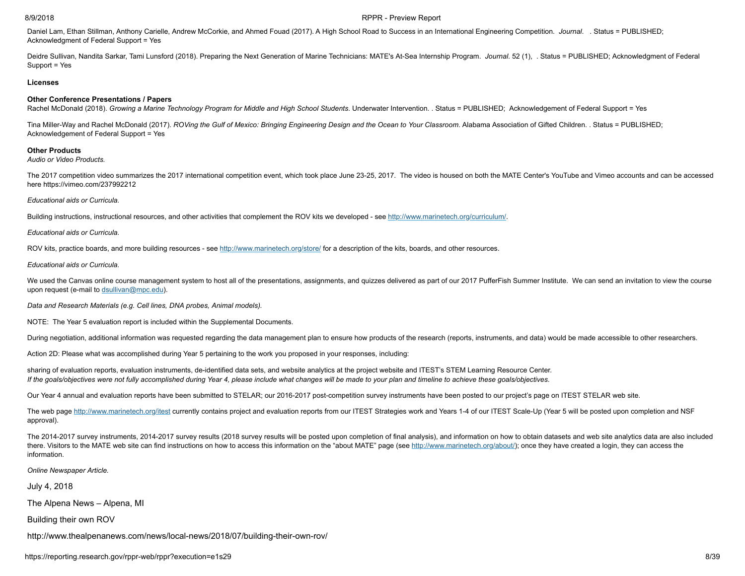Daniel Lam, Ethan Stillman, Anthony Carielle, Andrew McCorkie, and Ahmed Fouad (2017). A High School Road to Success in an International Engineering Competition. *Journal*. . Status = PUBLISHED; Acknowledgment of Federal Support = Yes

Deidre Sullivan, Nandita Sarkar, Tami Lunsford (2018). Preparing the Next Generation of Marine Technicians: MATE's At-Sea Internship Program. *Journal*. 52 (1), . Status = PUBLISHED; Acknowledgment of Federal Support = Yes

**Licenses**

**Other Conference Presentations / Papers**

Rachel McDonald (2018). *Growing a Marine Technology Program for Middle and High School Students*. Underwater Intervention. . Status = PUBLISHED; Acknowledgement of Federal Support = Yes

Tina Miller-Way and Rachel McDonald (2017). *ROVing the Gulf of Mexico: Bringing Engineering Design and the Ocean to Your Classroom*. Alabama Association of Gifted Children. . Status = PUBLISHED; Acknowledgement of Federal Support = Yes

**Other Products**

*Audio or Video Products.*

The 2017 competition video summarizes the 2017 international competition event, which took place June 23-25, 2017. The video is housed on both the MATE Center's YouTube and Vimeo accounts and can be accessed here https://vimeo.com/237992212

*Educational aids or Curricula.*

Building instructions, instructional resources, and other activities that complement the ROV kits we developed - see http://www.marinetech.org/curriculum/.

*Educational aids or Curricula.*

ROV kits, practice boards, and more building resources - see http://www.marinetech.org/store/ for a description of the kits, boards, and other resources.

*Educational aids or Curricula.*

We used the Canvas online course management system to host all of the presentations, assignments, and quizzes delivered as part of our 2017 PufferFish Summer Institute. We can send an invitation to view the course upon request (e-mail to dsullivan@mpc.edu).

*Data and Research Materials (e.g. Cell lines, DNA probes, Animal models).*

NOTE: The Year 5 evaluation report is included within the Supplemental Documents.

During negotiation, additional information was requested regarding the data management plan to ensure how products of the research (reports, instruments, and data) would be made accessible to other researchers.

Action 2D: Please what was accomplished during Year 5 pertaining to the work you proposed in your responses, including:

sharing of evaluation reports, evaluation instruments, de-identified data sets, and website analytics at the project website and ITEST's STEM Learning Resource Center.
*If the goals/objectives were not fully accomplished during Year 4, please include what changes will be made to your plan and timeline to achieve these goals/objectives.*

Our Year 4 annual and evaluation reports have been submitted to STELAR; our 2016-2017 post-competition survey instruments have been posted to our project's page on ITEST STELAR web site.

The web page http://www.marinetech.org/itest currently contains project and evaluation reports from our ITEST Strategies work and Years 1-4 of our ITEST Scale-Up (Year 5 will be posted upon completion and NSF approval).

The 2014-2017 survey instruments, 2014-2017 survey results (2018 survey results will be posted upon completion of final analysis), and information on how to obtain datasets and web site analytics data are also included there. Visitors to the MATE web site can find instructions on how to access this information on the "about MATE" page (see http://www.marinetech.org/about/); once they have created a login, they can access the information.

*Online Newspaper Article.*

July 4, 2018

The Alpena News – Alpena, MI

Building their own ROV

http://www.thealpenanews.com/news/local-news/2018/07/building-their-own-rov/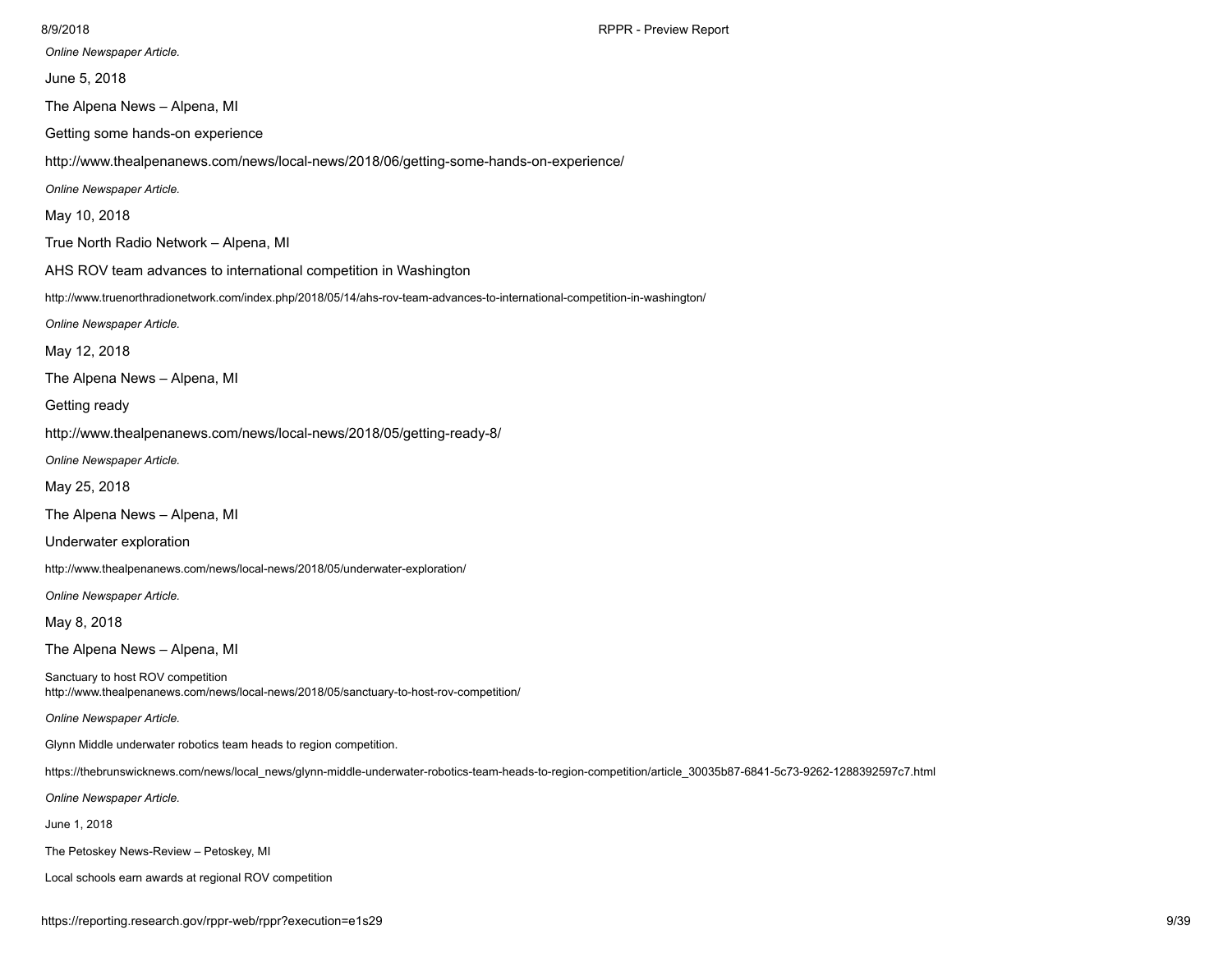*Online Newspaper Article.*

June 5, 2018

The Alpena News – Alpena, MI

Getting some hands-on experience

http://www.thealpenanews.com/news/local-news/2018/06/getting-some-hands-on-experience/

*Online Newspaper Article.*

May 10, 2018

True North Radio Network – Alpena, MI

AHS ROV team advances to international competition in Washington

http://www.truenorthradionetwork.com/index.php/2018/05/14/ahs-rov-team-advances-to-international-competition-in-washington/

*Online Newspaper Article.*

May 12, 2018

The Alpena News – Alpena, MI

Getting ready

http://www.thealpenanews.com/news/local-news/2018/05/getting-ready-8/

*Online Newspaper Article.*

May 25, 2018

The Alpena News – Alpena, MI

Underwater exploration

http://www.thealpenanews.com/news/local-news/2018/05/underwater-exploration/

*Online Newspaper Article.*

May 8, 2018

The Alpena News – Alpena, MI

Sanctuary to host ROV competition
http://www.thealpenanews.com/news/local-news/2018/05/sanctuary-to-host-rov-competition/

*Online Newspaper Article.*

Glynn Middle underwater robotics team heads to region competition.

https://thebrunswicknews.com/news/local_news/glynn-middle-underwater-robotics-team-heads-to-region-competition/article_30035b87-6841-5c73-9262-1288392597c7.html

*Online Newspaper Article.*

June 1, 2018

The Petoskey News-Review – Petoskey, MI

Local schools earn awards at regional ROV competition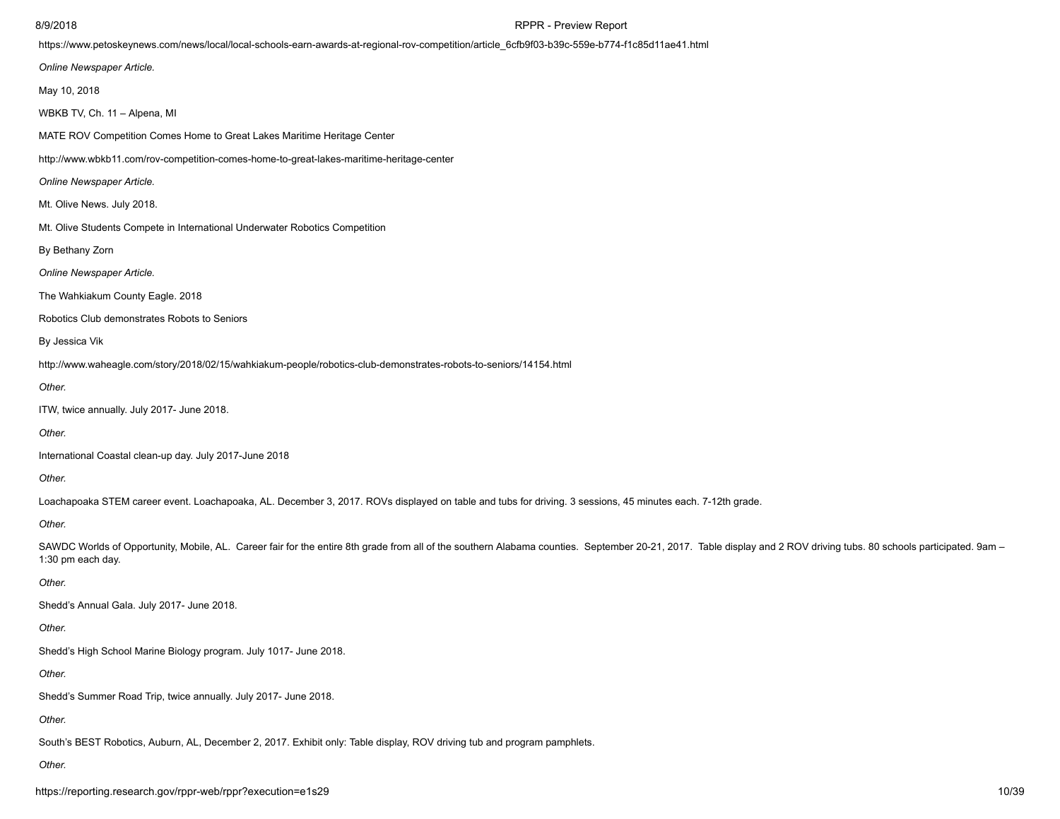https://www.petoskeynews.com/news/local/local-schools-earn-awards-at-regional-rov-competition/article_6cfb9f03-b39c-559e-b774-f1c85d11ae41.html

*Online Newspaper Article.*

May 10, 2018

WBKB TV, Ch. 11 – Alpena, MI

MATE ROV Competition Comes Home to Great Lakes Maritime Heritage Center

http://www.wbkb11.com/rov-competition-comes-home-to-great-lakes-maritime-heritage-center

*Online Newspaper Article.*

Mt. Olive News. July 2018.

Mt. Olive Students Compete in International Underwater Robotics Competition

By Bethany Zorn

*Online Newspaper Article.*

The Wahkiakum County Eagle. 2018

Robotics Club demonstrates Robots to Seniors

By Jessica Vik

http://www.waheagle.com/story/2018/02/15/wahkiakum-people/robotics-club-demonstrates-robots-to-seniors/14154.html

*Other.*

ITW, twice annually. July 2017- June 2018.

*Other.*

International Coastal clean-up day. July 2017-June 2018

*Other.*

Loachapoaka STEM career event. Loachapoaka, AL. December 3, 2017. ROVs displayed on table and tubs for driving. 3 sessions, 45 minutes each. 7-12th grade.

*Other.*

SAWDC Worlds of Opportunity, Mobile, AL. Career fair for the entire 8th grade from all of the southern Alabama counties. September 20-21, 2017. Table display and 2 ROV driving tubs. 80 schools participated. 9am – 1:30 pm each day.

*Other.*

Shedd's Annual Gala. July 2017- June 2018.

*Other.*

Shedd's High School Marine Biology program. July 1017- June 2018.

*Other.*

Shedd's Summer Road Trip, twice annually. July 2017- June 2018.

*Other.*

South's BEST Robotics, Auburn, AL, December 2, 2017. Exhibit only: Table display, ROV driving tub and program pamphlets.

*Other.*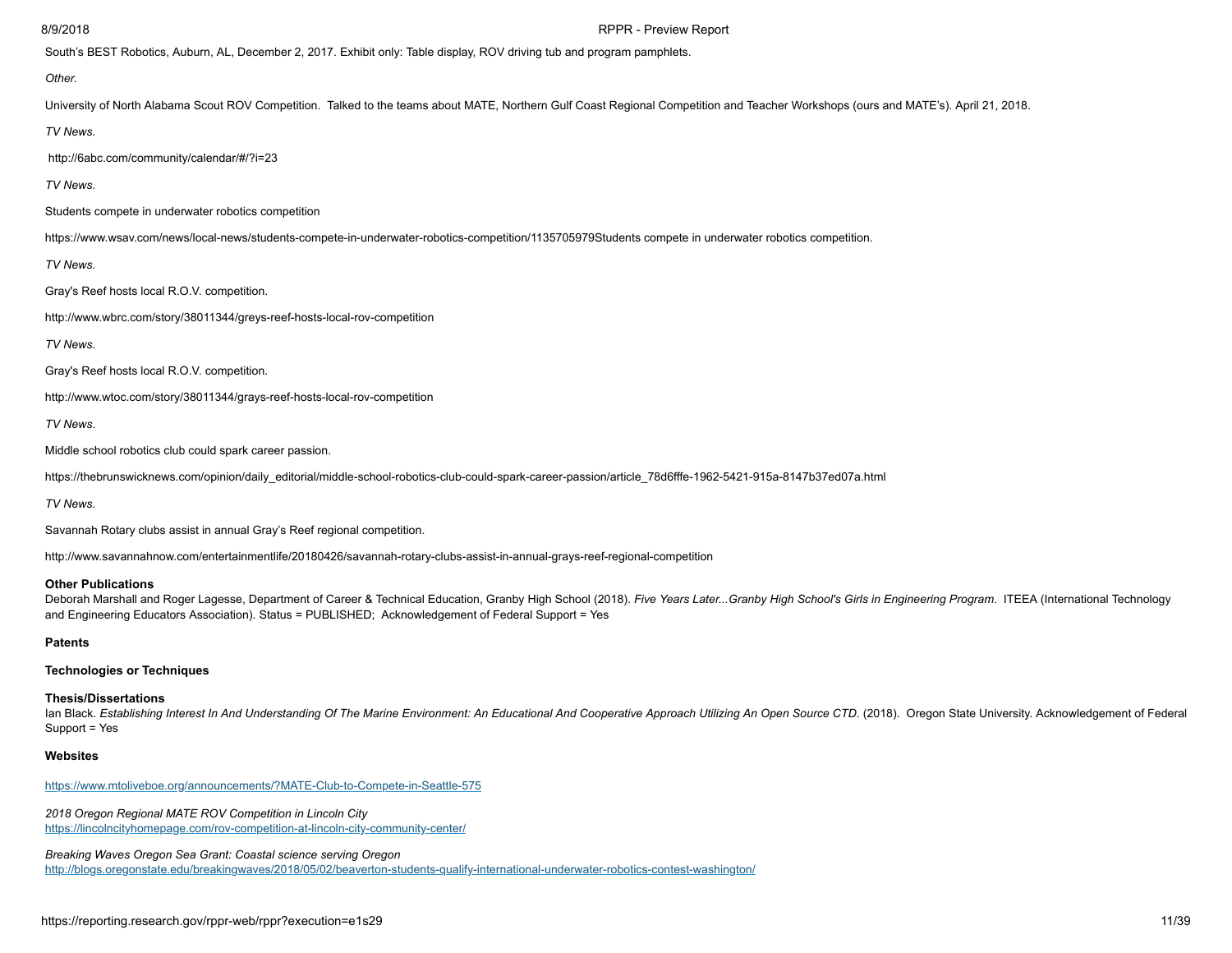South's BEST Robotics, Auburn, AL, December 2, 2017. Exhibit only: Table display, ROV driving tub and program pamphlets.

*Other.*

University of North Alabama Scout ROV Competition. Talked to the teams about MATE, Northern Gulf Coast Regional Competition and Teacher Workshops (ours and MATE's). April 21, 2018.

*TV News.*

http://6abc.com/community/calendar/#/?i=23

*TV News.*

Students compete in underwater robotics competition

https://www.wsav.com/news/local-news/students-compete-in-underwater-robotics-competition/1135705979Students compete in underwater robotics competition.

*TV News.*

Gray's Reef hosts local R.O.V. competition.

http://www.wbrc.com/story/38011344/greys-reef-hosts-local-rov-competition

*TV News.*

Gray's Reef hosts local R.O.V. competition.

http://www.wtoc.com/story/38011344/grays-reef-hosts-local-rov-competition

*TV News.*

Middle school robotics club could spark career passion.

https://thebrunswicknews.com/opinion/daily_editorial/middle-school-robotics-club-could-spark-career-passion/article_78d6fffe-1962-5421-915a-8147b37ed07a.html

*TV News.*

Savannah Rotary clubs assist in annual Gray's Reef regional competition.

http://www.savannahnow.com/entertainmentlife/20180426/savannah-rotary-clubs-assist-in-annual-grays-reef-regional-competition

**Other Publications**

Deborah Marshall and Roger Lagesse, Department of Career & Technical Education, Granby High School (2018). *Five Years Later...Granby High School's Girls in Engineering Program.* ITEEA (International Technology and Engineering Educators Association). Status = PUBLISHED; Acknowledgement of Federal Support = Yes

**Patents**

**Technologies or Techniques**

**Thesis/Dissertations**

Ian Black. *Establishing Interest In And Understanding Of The Marine Environment: An Educational And Cooperative Approach Utilizing An Open Source CTD*. (2018). Oregon State University. Acknowledgement of Federal Support = Yes

**Websites**

https://www.mtoliveboe.org/announcements/?MATE-Club-to-Compete-in-Seattle-575

*2018 Oregon Regional MATE ROV Competition in Lincoln City*
https://lincolncityhomepage.com/rov-competition-at-lincoln-city-community-center/

*Breaking Waves Oregon Sea Grant: Coastal science serving Oregon*
http://blogs.oregonstate.edu/breakingwaves/2018/05/02/beaverton-students-qualify-international-underwater-robotics-contest-washington/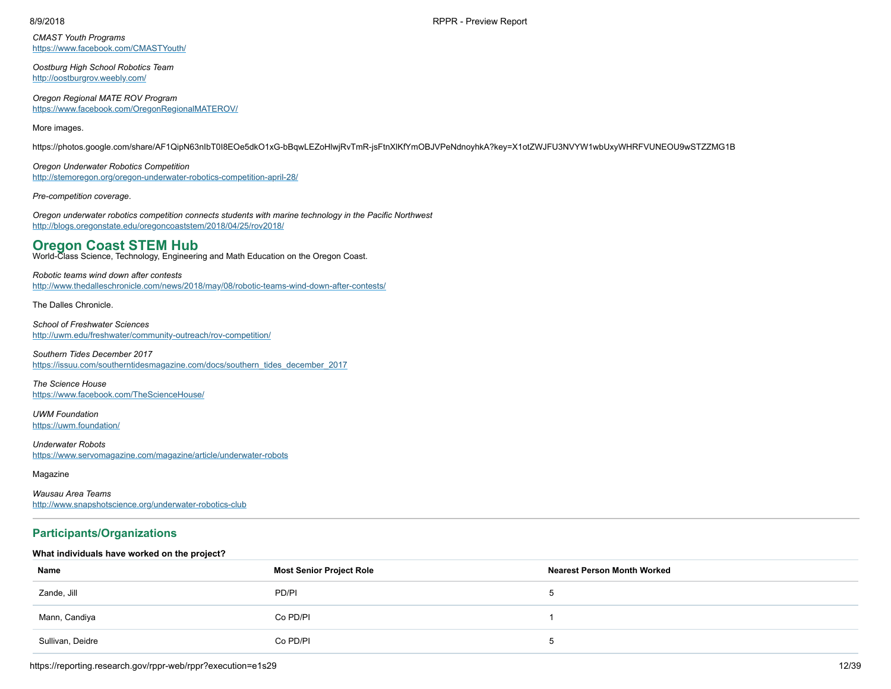*CMAST Youth Programs*
https://www.facebook.com/CMASTYouth/

*Oostburg High School Robotics Team*
http://oostburgrov.weebly.com/

*Oregon Regional MATE ROV Program*
https://www.facebook.com/OregonRegionalMATEROV/

More images.

https://photos.google.com/share/AF1QipN63nIbT0I8EOe5dkO1xG-bBqwLEZoHlwjRvTmR-jsFtnXlKfYmOBJVPeNdnoyhkA?key=X1otZWJFU3NVYW1wbUxyWHRFVUNEOU9wSTZZMG1B

*Oregon Underwater Robotics Competition*
http://stemoregon.org/oregon-underwater-robotics-competition-april-28/

*Pre-competition coverage*.

*Oregon underwater robotics competition connects students with marine technology in the Pacific Northwest*
http://blogs.oregonstate.edu/oregoncoaststem/2018/04/25/rov2018/

## Oregon Coast STEM Hub

World-Class Science, Technology, Engineering and Math Education on the Oregon Coast.

*Robotic teams wind down after contests*
http://www.thedalleschronicle.com/news/2018/may/08/robotic-teams-wind-down-after-contests/

The Dalles Chronicle.

*School of Freshwater Sciences*
http://uwm.edu/freshwater/community-outreach/rov-competition/

*Southern Tides December 2017*
https://issuu.com/southerntidesmagazine.com/docs/southern_tides_december_2017

*The Science House*
https://www.facebook.com/TheScienceHouse/

*UWM Foundation*
https://uwm.foundation/

*Underwater Robots*
https://www.servomagazine.com/magazine/article/underwater-robots

Magazine

*Wausau Area Teams*
http://www.snapshotscience.org/underwater-robotics-club

## Participants/Organizations

**What individuals have worked on the project?**

| Name | Most Senior Project Role | Nearest Person Month Worked |
|---|---|---|
| Zande, Jill | PD/PI | 5 |
| Mann, Candiya | Co PD/PI | 1 |
| Sullivan, Deidre | Co PD/PI | 5 |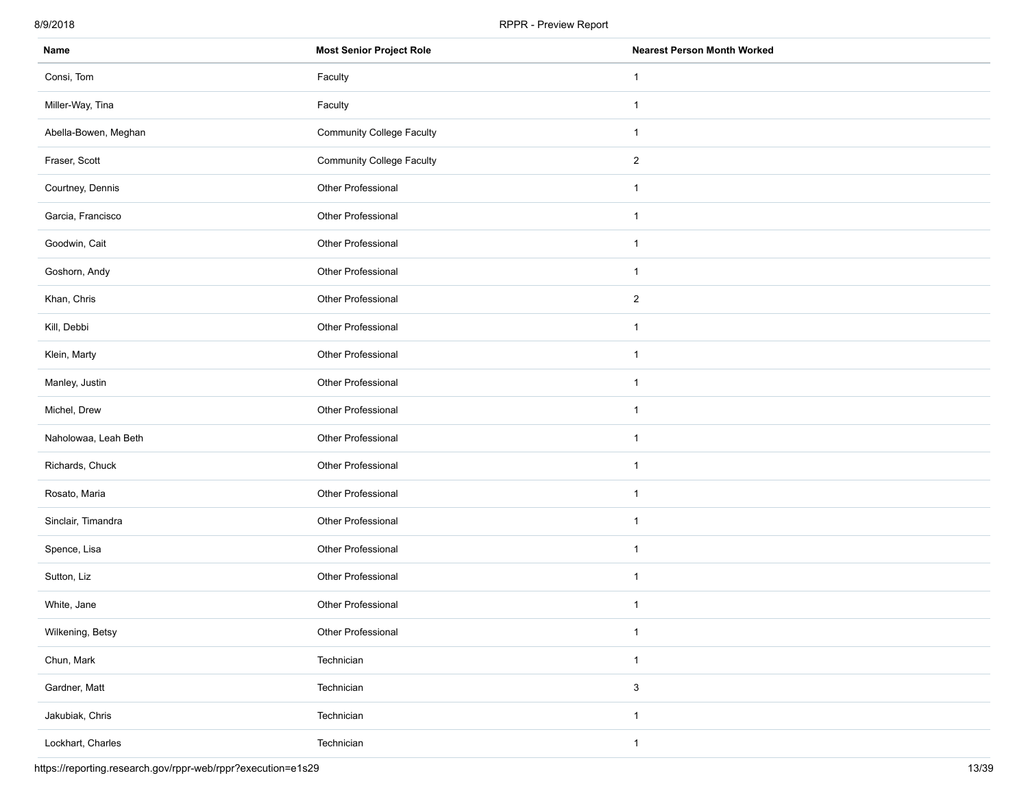| Name | Most Senior Project Role | Nearest Person Month Worked |
|---|---|---|
| Consi, Tom | Faculty | 1 |
| Miller-Way, Tina | Faculty | 1 |
| Abella-Bowen, Meghan | Community College Faculty | 1 |
| Fraser, Scott | Community College Faculty | 2 |
| Courtney, Dennis | Other Professional | 1 |
| Garcia, Francisco | Other Professional | 1 |
| Goodwin, Cait | Other Professional | 1 |
| Goshorn, Andy | Other Professional | 1 |
| Khan, Chris | Other Professional | 2 |
| Kill, Debbi | Other Professional | 1 |
| Klein, Marty | Other Professional | 1 |
| Manley, Justin | Other Professional | 1 |
| Michel, Drew | Other Professional | 1 |
| Naholowaa, Leah Beth | Other Professional | 1 |
| Richards, Chuck | Other Professional | 1 |
| Rosato, Maria | Other Professional | 1 |
| Sinclair, Timandra | Other Professional | 1 |
| Spence, Lisa | Other Professional | 1 |
| Sutton, Liz | Other Professional | 1 |
| White, Jane | Other Professional | 1 |
| Wilkening, Betsy | Other Professional | 1 |
| Chun, Mark | Technician | 1 |
| Gardner, Matt | Technician | 3 |
| Jakubiak, Chris | Technician | 1 |
| Lockhart, Charles | Technician | 1 |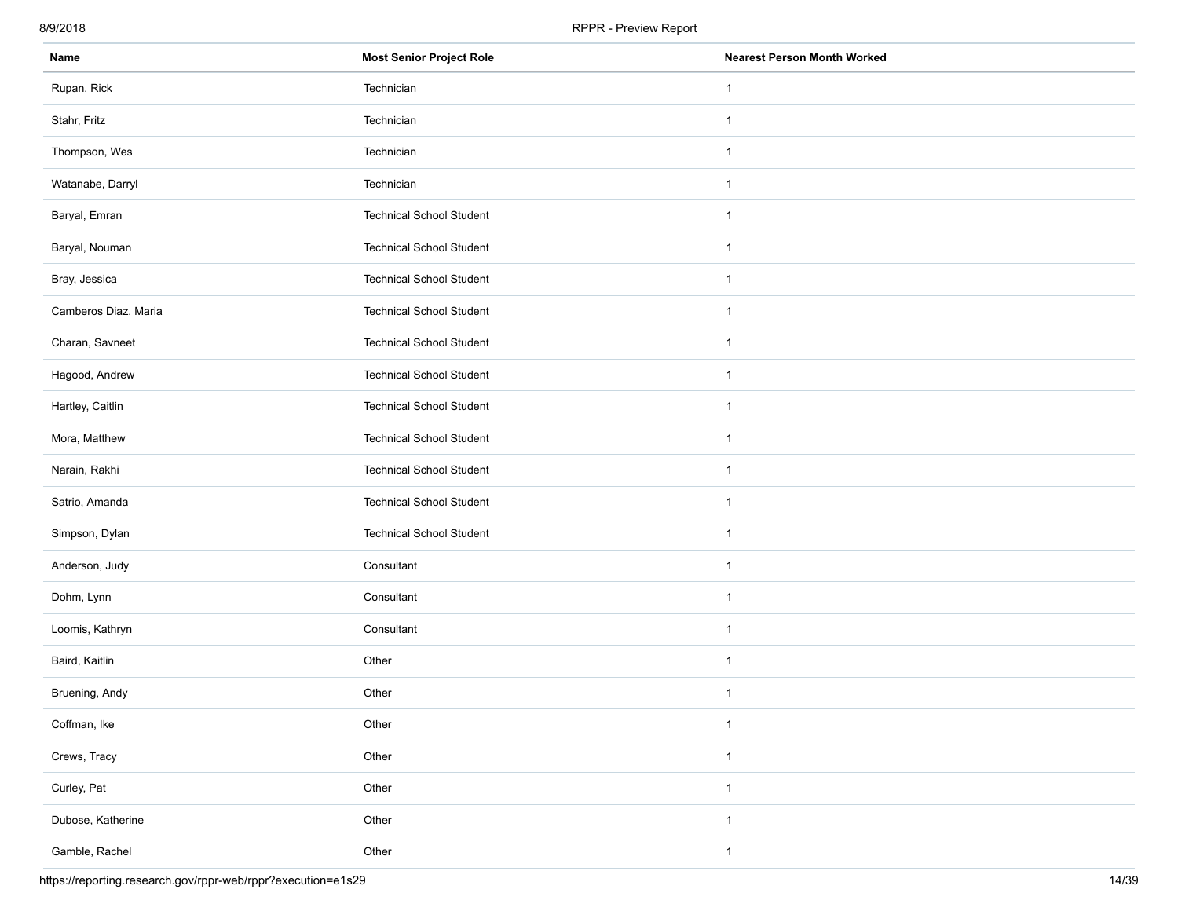| Name | Most Senior Project Role | Nearest Person Month Worked |
|---|---|---|
| Rupan, Rick | Technician | 1 |
| Stahr, Fritz | Technician | 1 |
| Thompson, Wes | Technician | 1 |
| Watanabe, Darryl | Technician | 1 |
| Baryal, Emran | Technical School Student | 1 |
| Baryal, Nouman | Technical School Student | 1 |
| Bray, Jessica | Technical School Student | 1 |
| Camberos Diaz, Maria | Technical School Student | 1 |
| Charan, Savneet | Technical School Student | 1 |
| Hagood, Andrew | Technical School Student | 1 |
| Hartley, Caitlin | Technical School Student | 1 |
| Mora, Matthew | Technical School Student | 1 |
| Narain, Rakhi | Technical School Student | 1 |
| Satrio, Amanda | Technical School Student | 1 |
| Simpson, Dylan | Technical School Student | 1 |
| Anderson, Judy | Consultant | 1 |
| Dohm, Lynn | Consultant | 1 |
| Loomis, Kathryn | Consultant | 1 |
| Baird, Kaitlin | Other | 1 |
| Bruening, Andy | Other | 1 |
| Coffman, Ike | Other | 1 |
| Crews, Tracy | Other | 1 |
| Curley, Pat | Other | 1 |
| Dubose, Katherine | Other | 1 |
| Gamble, Rachel | Other | 1 |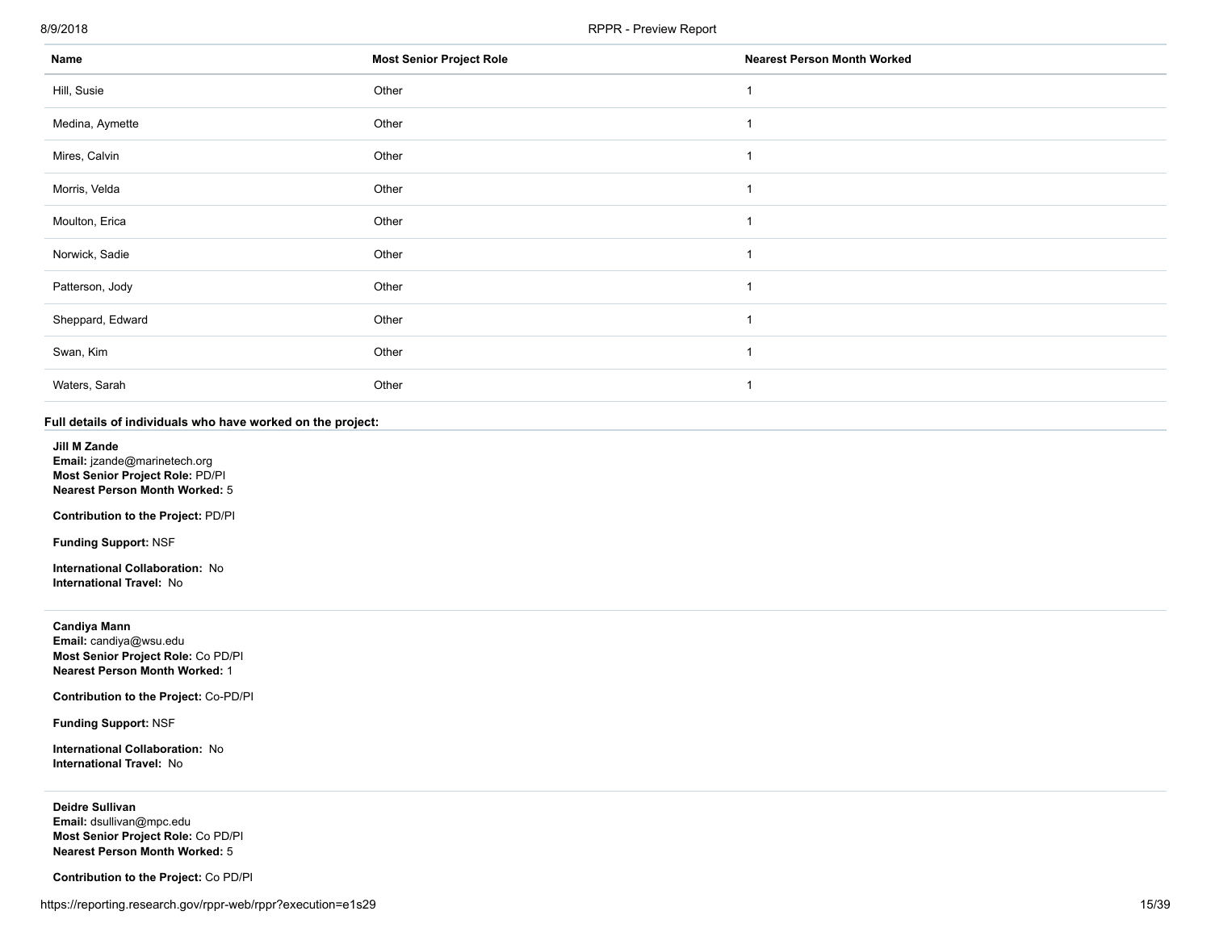| Name | Most Senior Project Role | Nearest Person Month Worked |
| --- | --- | --- |
| Hill, Susie | Other | 1 |
| Medina, Aymette | Other | 1 |
| Mires, Calvin | Other | 1 |
| Morris, Velda | Other | 1 |
| Moulton, Erica | Other | 1 |
| Norwick, Sadie | Other | 1 |
| Patterson, Jody | Other | 1 |
| Sheppard, Edward | Other | 1 |
| Swan, Kim | Other | 1 |
| Waters, Sarah | Other | 1 |

**Full details of individuals who have worked on the project:**

**Jill M Zande**
**Email:** jzande@marinetech.org
**Most Senior Project Role:** PD/PI
**Nearest Person Month Worked:** 5

**Contribution to the Project:** PD/PI

**Funding Support:** NSF

**International Collaboration:** No
**International Travel:** No

---

**Candiya Mann**
**Email:** candiya@wsu.edu
**Most Senior Project Role:** Co PD/PI
**Nearest Person Month Worked:** 1

**Contribution to the Project:** Co-PD/PI

**Funding Support:** NSF

**International Collaboration:** No
**International Travel:** No

---

**Deidre Sullivan**
**Email:** dsullivan@mpc.edu
**Most Senior Project Role:** Co PD/PI
**Nearest Person Month Worked:** 5

**Contribution to the Project:** Co PD/PI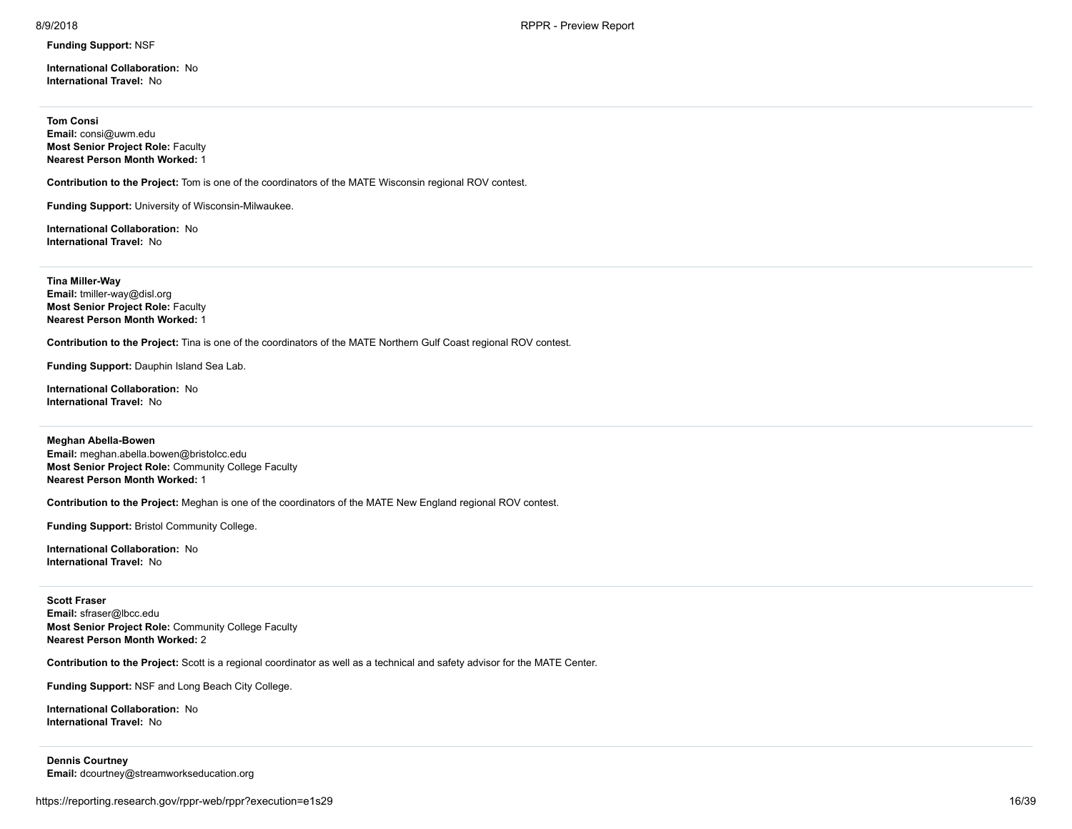**Funding Support:** NSF

**International Collaboration:** No
**International Travel:** No

---

**Tom Consi**
**Email:** consi@uwm.edu
**Most Senior Project Role:** Faculty
**Nearest Person Month Worked:** 1

**Contribution to the Project:** Tom is one of the coordinators of the MATE Wisconsin regional ROV contest.

**Funding Support:** University of Wisconsin-Milwaukee.

**International Collaboration:** No
**International Travel:** No

---

**Tina Miller-Way**
**Email:** tmiller-way@disl.org
**Most Senior Project Role:** Faculty
**Nearest Person Month Worked:** 1

**Contribution to the Project:** Tina is one of the coordinators of the MATE Northern Gulf Coast regional ROV contest.

**Funding Support:** Dauphin Island Sea Lab.

**International Collaboration:** No
**International Travel:** No

---

**Meghan Abella-Bowen**
**Email:** meghan.abella.bowen@bristolcc.edu
**Most Senior Project Role:** Community College Faculty
**Nearest Person Month Worked:** 1

**Contribution to the Project:** Meghan is one of the coordinators of the MATE New England regional ROV contest.

**Funding Support:** Bristol Community College.

**International Collaboration:** No
**International Travel:** No

---

**Scott Fraser**
**Email:** sfraser@lbcc.edu
**Most Senior Project Role:** Community College Faculty
**Nearest Person Month Worked:** 2

**Contribution to the Project:** Scott is a regional coordinator as well as a technical and safety advisor for the MATE Center.

**Funding Support:** NSF and Long Beach City College.

**International Collaboration:** No
**International Travel:** No

---

**Dennis Courtney**
**Email:** dcourtney@streamworkseducation.org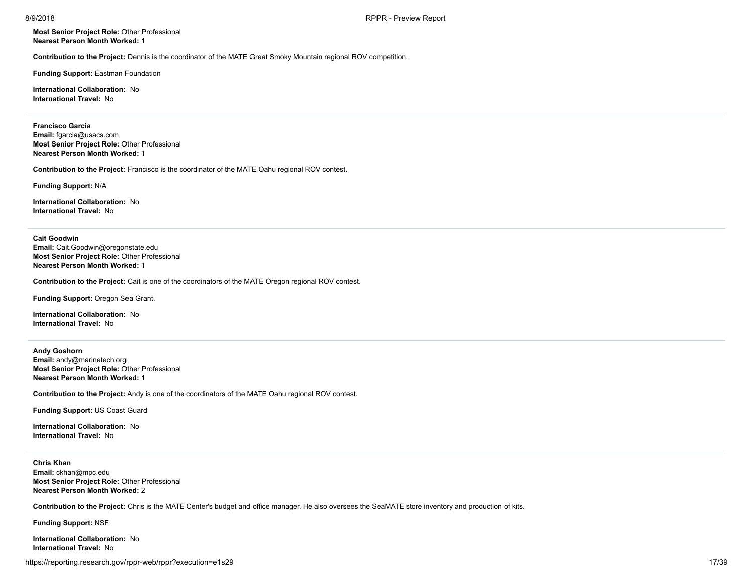**Most Senior Project Role:** Other Professional
**Nearest Person Month Worked:** 1

**Contribution to the Project:** Dennis is the coordinator of the MATE Great Smoky Mountain regional ROV competition.

**Funding Support:** Eastman Foundation

**International Collaboration:** No
**International Travel:** No

---

**Francisco Garcia**
**Email:** fgarcia@usacs.com
**Most Senior Project Role:** Other Professional
**Nearest Person Month Worked:** 1

**Contribution to the Project:** Francisco is the coordinator of the MATE Oahu regional ROV contest.

**Funding Support:** N/A

**International Collaboration:** No
**International Travel:** No

---

**Cait Goodwin**
**Email:** Cait.Goodwin@oregonstate.edu
**Most Senior Project Role:** Other Professional
**Nearest Person Month Worked:** 1

**Contribution to the Project:** Cait is one of the coordinators of the MATE Oregon regional ROV contest.

**Funding Support:** Oregon Sea Grant.

**International Collaboration:** No
**International Travel:** No

---

**Andy Goshorn**
**Email:** andy@marinetech.org
**Most Senior Project Role:** Other Professional
**Nearest Person Month Worked:** 1

**Contribution to the Project:** Andy is one of the coordinators of the MATE Oahu regional ROV contest.

**Funding Support:** US Coast Guard

**International Collaboration:** No
**International Travel:** No

---

**Chris Khan**
**Email:** ckhan@mpc.edu
**Most Senior Project Role:** Other Professional
**Nearest Person Month Worked:** 2

**Contribution to the Project:** Chris is the MATE Center's budget and office manager. He also oversees the SeaMATE store inventory and production of kits.

**Funding Support:** NSF.

**International Collaboration:** No
**International Travel:** No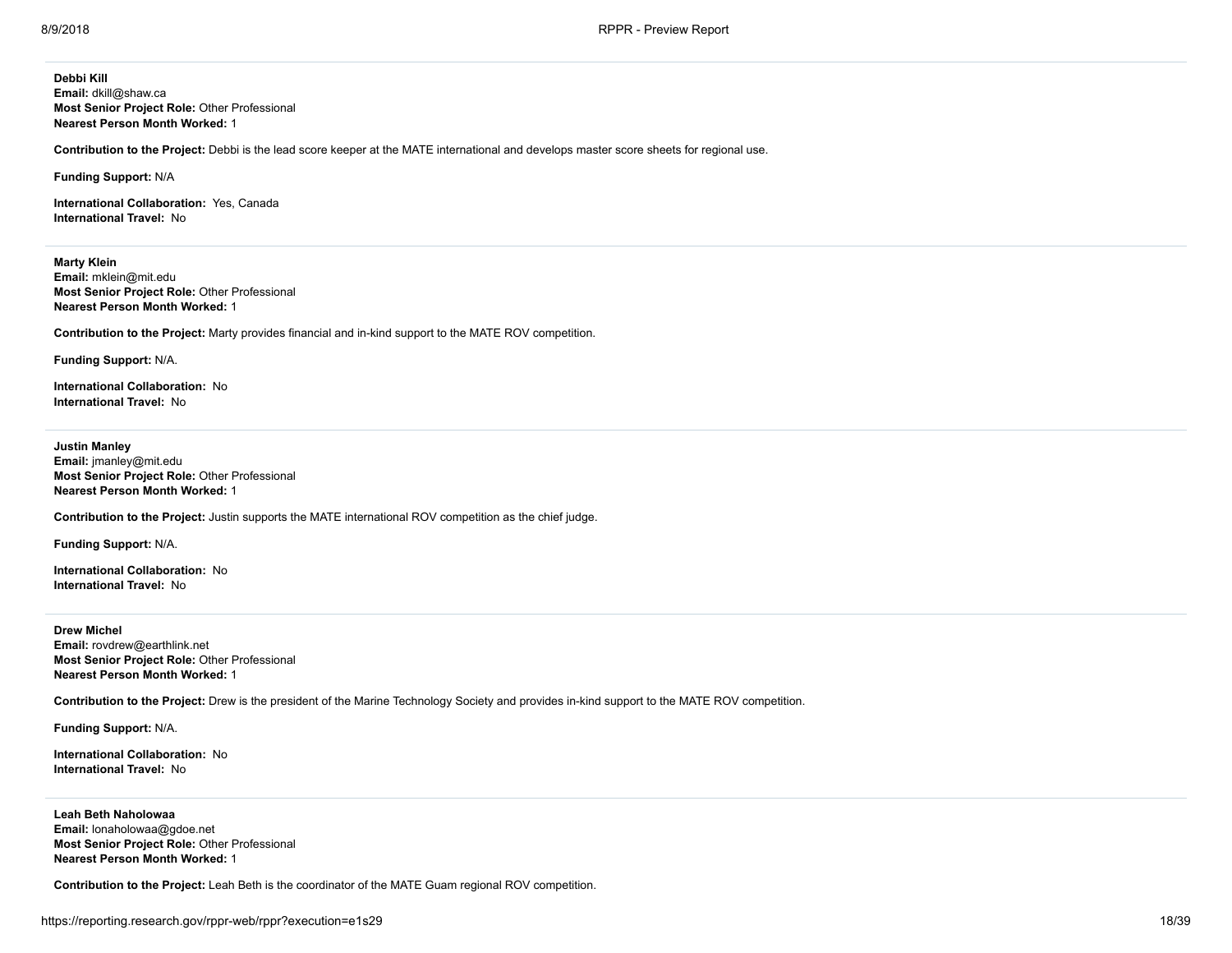**Debbi Kill**
**Email:** dkill@shaw.ca
**Most Senior Project Role:** Other Professional
**Nearest Person Month Worked:** 1

**Contribution to the Project:** Debbi is the lead score keeper at the MATE international and develops master score sheets for regional use.

**Funding Support:** N/A

**International Collaboration:** Yes, Canada
**International Travel:** No

---

**Marty Klein**
**Email:** mklein@mit.edu
**Most Senior Project Role:** Other Professional
**Nearest Person Month Worked:** 1

**Contribution to the Project:** Marty provides financial and in-kind support to the MATE ROV competition.

**Funding Support:** N/A.

**International Collaboration:** No
**International Travel:** No

---

**Justin Manley**
**Email:** jmanley@mit.edu
**Most Senior Project Role:** Other Professional
**Nearest Person Month Worked:** 1

**Contribution to the Project:** Justin supports the MATE international ROV competition as the chief judge.

**Funding Support:** N/A.

**International Collaboration:** No
**International Travel:** No

---

**Drew Michel**
**Email:** rovdrew@earthlink.net
**Most Senior Project Role:** Other Professional
**Nearest Person Month Worked:** 1

**Contribution to the Project:** Drew is the president of the Marine Technology Society and provides in-kind support to the MATE ROV competition.

**Funding Support:** N/A.

**International Collaboration:** No
**International Travel:** No

---

**Leah Beth Naholowaa**
**Email:** lonaholowaa@gdoe.net
**Most Senior Project Role:** Other Professional
**Nearest Person Month Worked:** 1

**Contribution to the Project:** Leah Beth is the coordinator of the MATE Guam regional ROV competition.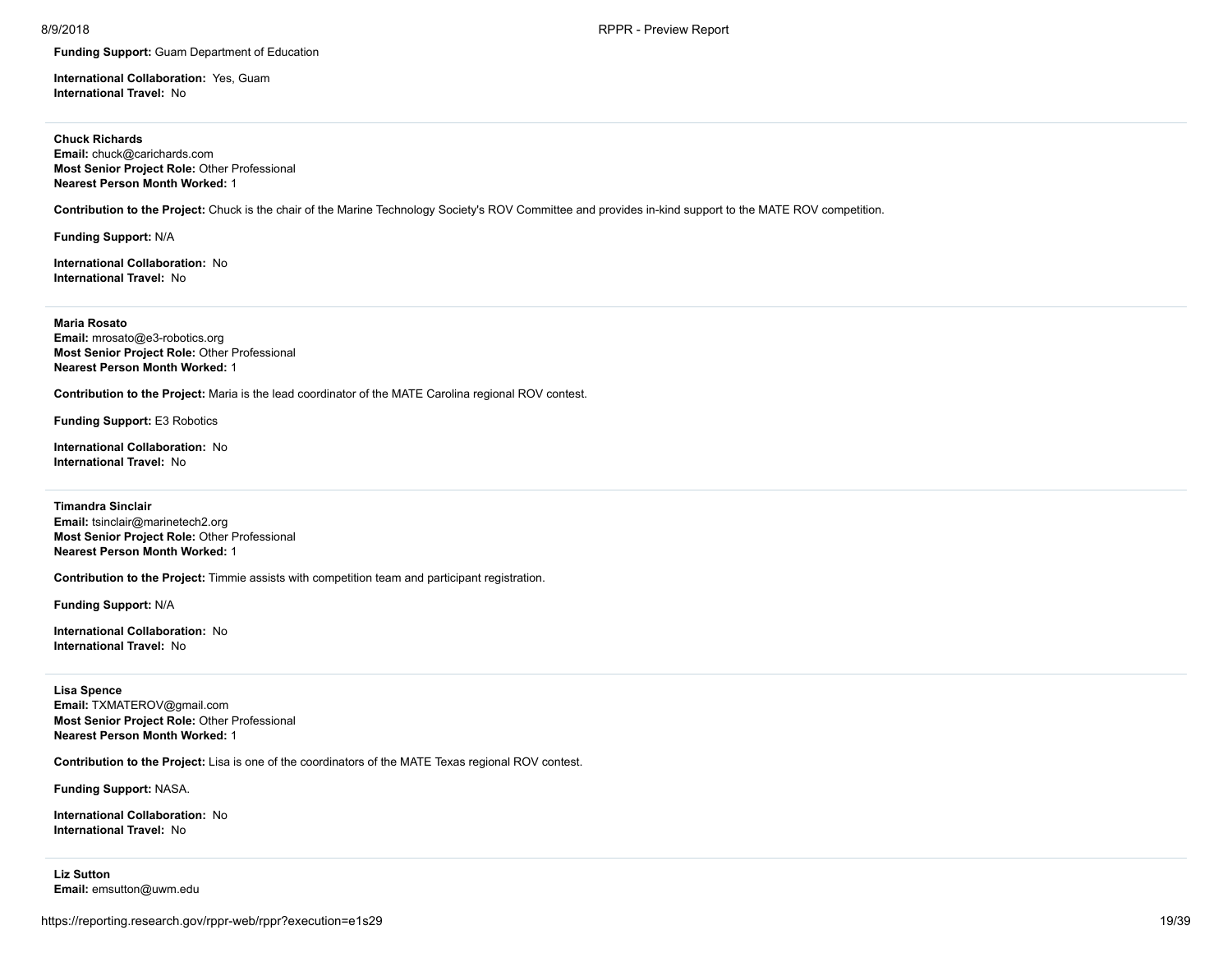**Funding Support:** Guam Department of Education

**International Collaboration:** Yes, Guam
**International Travel:** No

---

**Chuck Richards**
**Email:** chuck@carichards.com
**Most Senior Project Role:** Other Professional
**Nearest Person Month Worked:** 1

**Contribution to the Project:** Chuck is the chair of the Marine Technology Society's ROV Committee and provides in-kind support to the MATE ROV competition.

**Funding Support:** N/A

**International Collaboration:** No
**International Travel:** No

---

**Maria Rosato**
**Email:** mrosato@e3-robotics.org
**Most Senior Project Role:** Other Professional
**Nearest Person Month Worked:** 1

**Contribution to the Project:** Maria is the lead coordinator of the MATE Carolina regional ROV contest.

**Funding Support:** E3 Robotics

**International Collaboration:** No
**International Travel:** No

---

**Timandra Sinclair**
**Email:** tsinclair@marinetech2.org
**Most Senior Project Role:** Other Professional
**Nearest Person Month Worked:** 1

**Contribution to the Project:** Timmie assists with competition team and participant registration.

**Funding Support:** N/A

**International Collaboration:** No
**International Travel:** No

---

**Lisa Spence**
**Email:** TXMATEROV@gmail.com
**Most Senior Project Role:** Other Professional
**Nearest Person Month Worked:** 1

**Contribution to the Project:** Lisa is one of the coordinators of the MATE Texas regional ROV contest.

**Funding Support:** NASA.

**International Collaboration:** No
**International Travel:** No

---

**Liz Sutton**
**Email:** emsutton@uwm.edu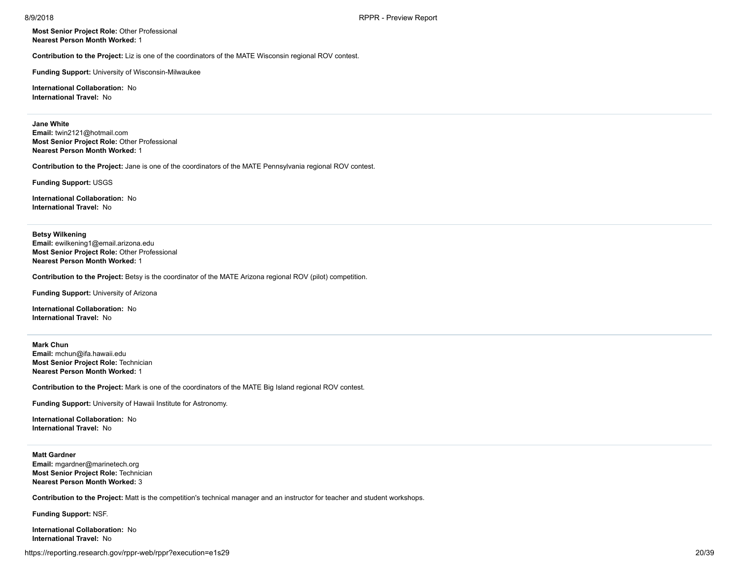**Most Senior Project Role:** Other Professional
**Nearest Person Month Worked:** 1

**Contribution to the Project:** Liz is one of the coordinators of the MATE Wisconsin regional ROV contest.

**Funding Support:** University of Wisconsin-Milwaukee

**International Collaboration:** No
**International Travel:** No

---

**Jane White**
**Email:** twin2121@hotmail.com
**Most Senior Project Role:** Other Professional
**Nearest Person Month Worked:** 1

**Contribution to the Project:** Jane is one of the coordinators of the MATE Pennsylvania regional ROV contest.

**Funding Support:** USGS

**International Collaboration:** No
**International Travel:** No

---

**Betsy Wilkening**
**Email:** ewilkening1@email.arizona.edu
**Most Senior Project Role:** Other Professional
**Nearest Person Month Worked:** 1

**Contribution to the Project:** Betsy is the coordinator of the MATE Arizona regional ROV (pilot) competition.

**Funding Support:** University of Arizona

**International Collaboration:** No
**International Travel:** No

---

**Mark Chun**
**Email:** mchun@ifa.hawaii.edu
**Most Senior Project Role:** Technician
**Nearest Person Month Worked:** 1

**Contribution to the Project:** Mark is one of the coordinators of the MATE Big Island regional ROV contest.

**Funding Support:** University of Hawaii Institute for Astronomy.

**International Collaboration:** No
**International Travel:** No

---

**Matt Gardner**
**Email:** mgardner@marinetech.org
**Most Senior Project Role:** Technician
**Nearest Person Month Worked:** 3

**Contribution to the Project:** Matt is the competition's technical manager and an instructor for teacher and student workshops.

**Funding Support:** NSF.

**International Collaboration:** No
**International Travel:** No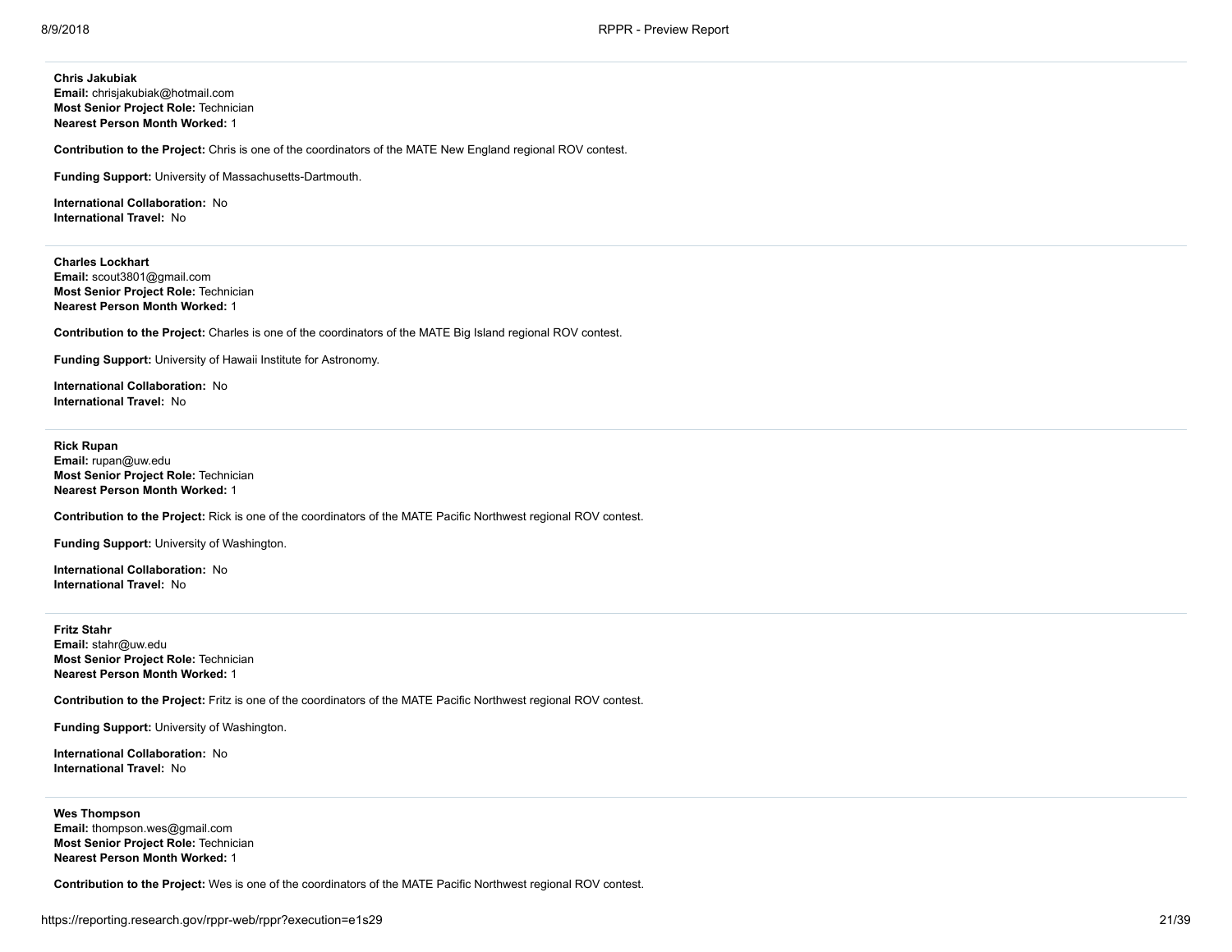**Chris Jakubiak**
**Email:** chrisjakubiak@hotmail.com
**Most Senior Project Role:** Technician
**Nearest Person Month Worked:** 1

**Contribution to the Project:** Chris is one of the coordinators of the MATE New England regional ROV contest.

**Funding Support:** University of Massachusetts-Dartmouth.

**International Collaboration:** No
**International Travel:** No

---

**Charles Lockhart**
**Email:** scout3801@gmail.com
**Most Senior Project Role:** Technician
**Nearest Person Month Worked:** 1

**Contribution to the Project:** Charles is one of the coordinators of the MATE Big Island regional ROV contest.

**Funding Support:** University of Hawaii Institute for Astronomy.

**International Collaboration:** No
**International Travel:** No

---

**Rick Rupan**
**Email:** rupan@uw.edu
**Most Senior Project Role:** Technician
**Nearest Person Month Worked:** 1

**Contribution to the Project:** Rick is one of the coordinators of the MATE Pacific Northwest regional ROV contest.

**Funding Support:** University of Washington.

**International Collaboration:** No
**International Travel:** No

---

**Fritz Stahr**
**Email:** stahr@uw.edu
**Most Senior Project Role:** Technician
**Nearest Person Month Worked:** 1

**Contribution to the Project:** Fritz is one of the coordinators of the MATE Pacific Northwest regional ROV contest.

**Funding Support:** University of Washington.

**International Collaboration:** No
**International Travel:** No

---

**Wes Thompson**
**Email:** thompson.wes@gmail.com
**Most Senior Project Role:** Technician
**Nearest Person Month Worked:** 1

**Contribution to the Project:** Wes is one of the coordinators of the MATE Pacific Northwest regional ROV contest.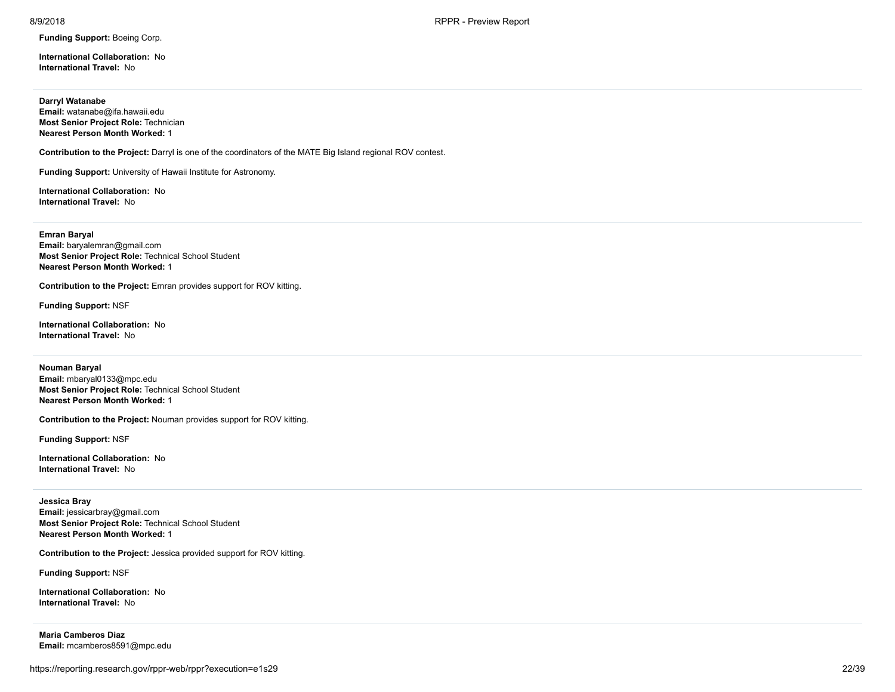**Funding Support:** Boeing Corp.

**International Collaboration:** No
**International Travel:** No

---

**Darryl Watanabe**
**Email:** watanabe@ifa.hawaii.edu
**Most Senior Project Role:** Technician
**Nearest Person Month Worked:** 1

**Contribution to the Project:** Darryl is one of the coordinators of the MATE Big Island regional ROV contest.

**Funding Support:** University of Hawaii Institute for Astronomy.

**International Collaboration:** No
**International Travel:** No

---

**Emran Baryal**
**Email:** baryalemran@gmail.com
**Most Senior Project Role:** Technical School Student
**Nearest Person Month Worked:** 1

**Contribution to the Project:** Emran provides support for ROV kitting.

**Funding Support:** NSF

**International Collaboration:** No
**International Travel:** No

---

**Nouman Baryal**
**Email:** mbaryal0133@mpc.edu
**Most Senior Project Role:** Technical School Student
**Nearest Person Month Worked:** 1

**Contribution to the Project:** Nouman provides support for ROV kitting.

**Funding Support:** NSF

**International Collaboration:** No
**International Travel:** No

---

**Jessica Bray**
**Email:** jessicarbray@gmail.com
**Most Senior Project Role:** Technical School Student
**Nearest Person Month Worked:** 1

**Contribution to the Project:** Jessica provided support for ROV kitting.

**Funding Support:** NSF

**International Collaboration:** No
**International Travel:** No

---

**Maria Camberos Diaz**
**Email:** mcamberos8591@mpc.edu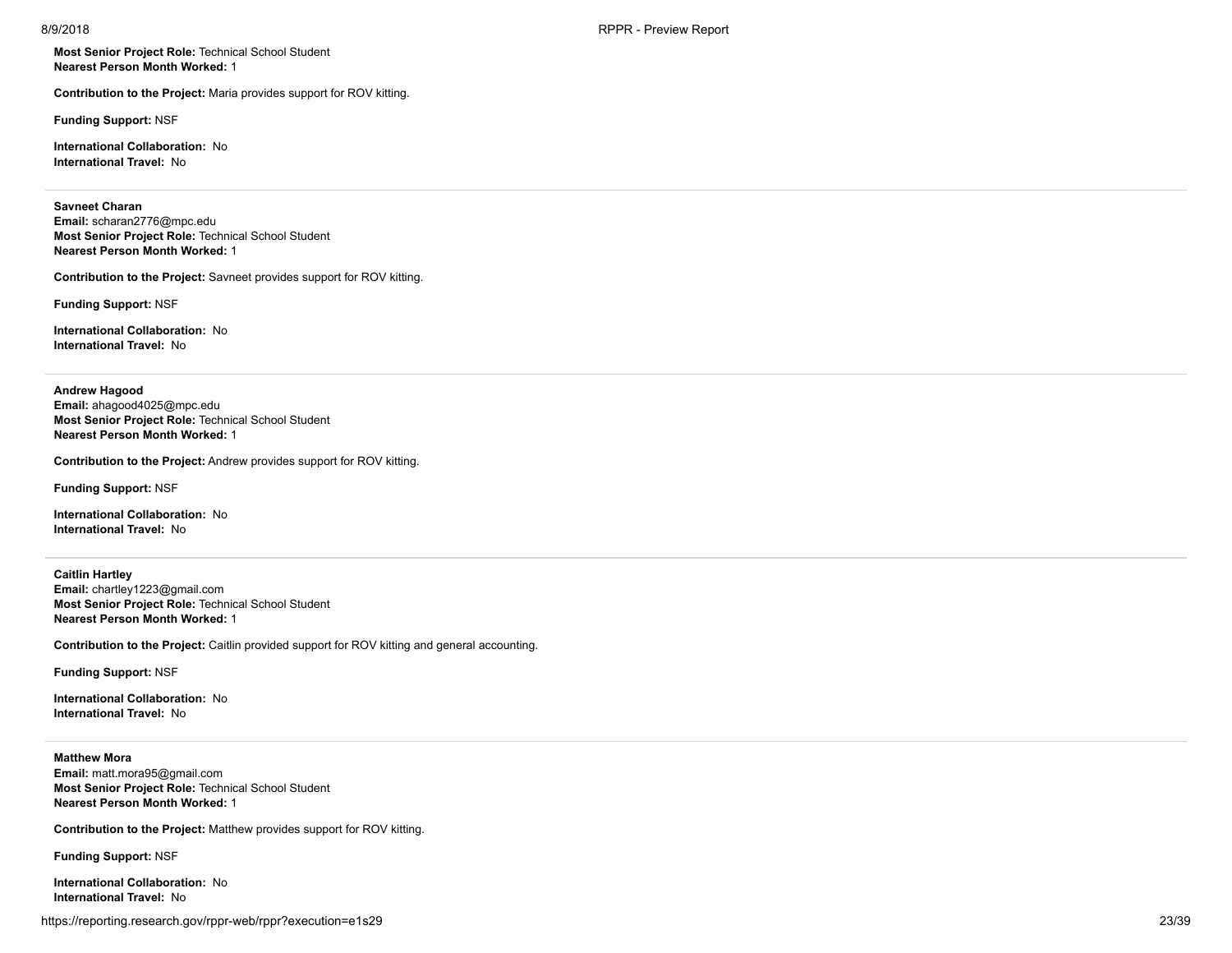**Most Senior Project Role:** Technical School Student
**Nearest Person Month Worked:** 1

**Contribution to the Project:** Maria provides support for ROV kitting.

**Funding Support:** NSF

**International Collaboration:** No
**International Travel:** No

---

**Savneet Charan**
**Email:** scharan2776@mpc.edu
**Most Senior Project Role:** Technical School Student
**Nearest Person Month Worked:** 1

**Contribution to the Project:** Savneet provides support for ROV kitting.

**Funding Support:** NSF

**International Collaboration:** No
**International Travel:** No

---

**Andrew Hagood**
**Email:** ahagood4025@mpc.edu
**Most Senior Project Role:** Technical School Student
**Nearest Person Month Worked:** 1

**Contribution to the Project:** Andrew provides support for ROV kitting.

**Funding Support:** NSF

**International Collaboration:** No
**International Travel:** No

---

**Caitlin Hartley**
**Email:** chartley1223@gmail.com
**Most Senior Project Role:** Technical School Student
**Nearest Person Month Worked:** 1

**Contribution to the Project:** Caitlin provided support for ROV kitting and general accounting.

**Funding Support:** NSF

**International Collaboration:** No
**International Travel:** No

---

**Matthew Mora**
**Email:** matt.mora95@gmail.com
**Most Senior Project Role:** Technical School Student
**Nearest Person Month Worked:** 1

**Contribution to the Project:** Matthew provides support for ROV kitting.

**Funding Support:** NSF

**International Collaboration:** No
**International Travel:** No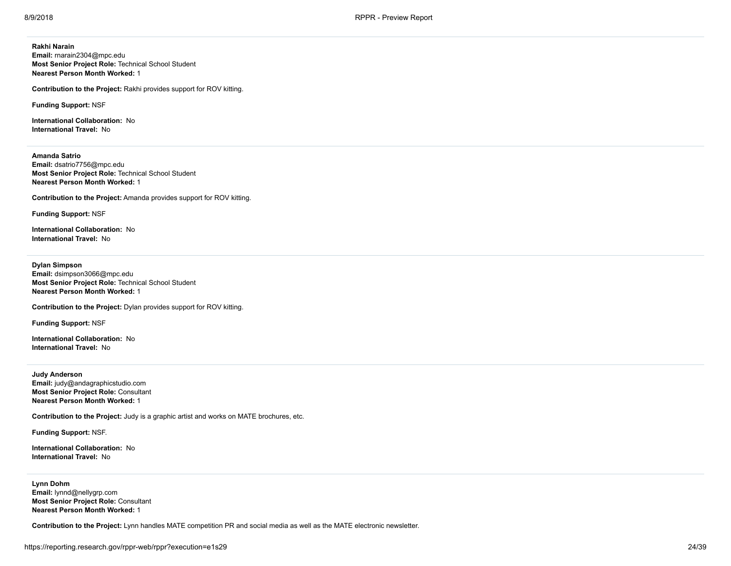**Rakhi Narain**
**Email:** rnarain2304@mpc.edu
**Most Senior Project Role:** Technical School Student
**Nearest Person Month Worked:** 1

**Contribution to the Project:** Rakhi provides support for ROV kitting.

**Funding Support:** NSF

**International Collaboration:** No
**International Travel:** No

---

**Amanda Satrio**
**Email:** dsatrio7756@mpc.edu
**Most Senior Project Role:** Technical School Student
**Nearest Person Month Worked:** 1

**Contribution to the Project:** Amanda provides support for ROV kitting.

**Funding Support:** NSF

**International Collaboration:** No
**International Travel:** No

---

**Dylan Simpson**
**Email:** dsimpson3066@mpc.edu
**Most Senior Project Role:** Technical School Student
**Nearest Person Month Worked:** 1

**Contribution to the Project:** Dylan provides support for ROV kitting.

**Funding Support:** NSF

**International Collaboration:** No
**International Travel:** No

---

**Judy Anderson**
**Email:** judy@andagraphicstudio.com
**Most Senior Project Role:** Consultant
**Nearest Person Month Worked:** 1

**Contribution to the Project:** Judy is a graphic artist and works on MATE brochures, etc.

**Funding Support:** NSF.

**International Collaboration:** No
**International Travel:** No

---

**Lynn Dohm**
**Email:** lynnd@nellygrp.com
**Most Senior Project Role:** Consultant
**Nearest Person Month Worked:** 1

**Contribution to the Project:** Lynn handles MATE competition PR and social media as well as the MATE electronic newsletter.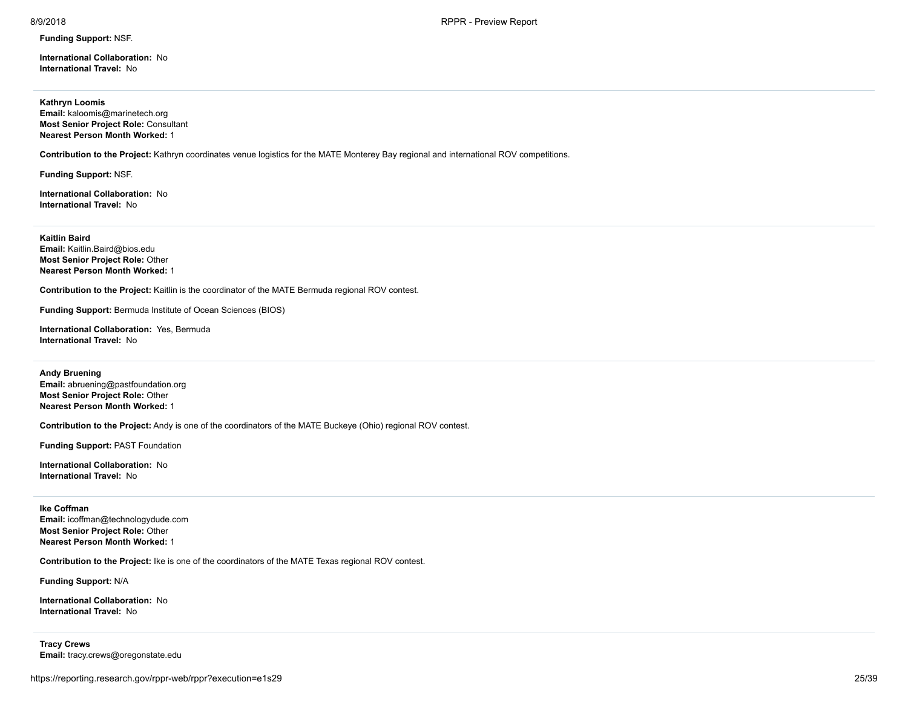**Funding Support:** NSF.

**International Collaboration:** No
**International Travel:** No

---

**Kathryn Loomis**
**Email:** kaloomis@marinetech.org
**Most Senior Project Role:** Consultant
**Nearest Person Month Worked:** 1

**Contribution to the Project:** Kathryn coordinates venue logistics for the MATE Monterey Bay regional and international ROV competitions.

**Funding Support:** NSF.

**International Collaboration:** No
**International Travel:** No

---

**Kaitlin Baird**
**Email:** Kaitlin.Baird@bios.edu
**Most Senior Project Role:** Other
**Nearest Person Month Worked:** 1

**Contribution to the Project:** Kaitlin is the coordinator of the MATE Bermuda regional ROV contest.

**Funding Support:** Bermuda Institute of Ocean Sciences (BIOS)

**International Collaboration:** Yes, Bermuda
**International Travel:** No

---

**Andy Bruening**
**Email:** abruening@pastfoundation.org
**Most Senior Project Role:** Other
**Nearest Person Month Worked:** 1

**Contribution to the Project:** Andy is one of the coordinators of the MATE Buckeye (Ohio) regional ROV contest.

**Funding Support:** PAST Foundation

**International Collaboration:** No
**International Travel:** No

---

**Ike Coffman**
**Email:** icoffman@technologydude.com
**Most Senior Project Role:** Other
**Nearest Person Month Worked:** 1

**Contribution to the Project:** Ike is one of the coordinators of the MATE Texas regional ROV contest.

**Funding Support:** N/A

**International Collaboration:** No
**International Travel:** No

---

**Tracy Crews**
**Email:** tracy.crews@oregonstate.edu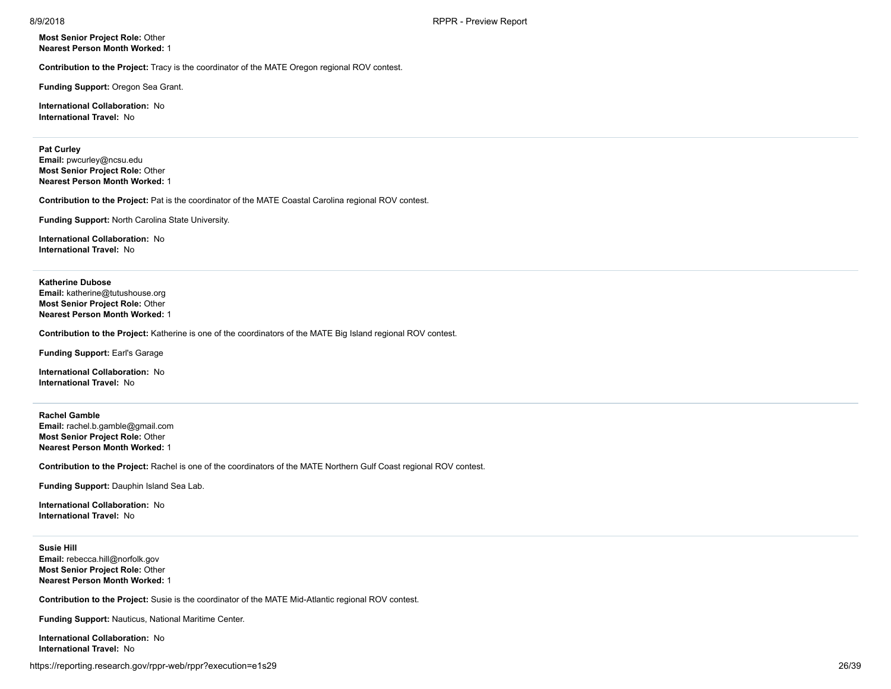**Most Senior Project Role:** Other
**Nearest Person Month Worked:** 1

**Contribution to the Project:** Tracy is the coordinator of the MATE Oregon regional ROV contest.

**Funding Support:** Oregon Sea Grant.

**International Collaboration:** No
**International Travel:** No

---

**Pat Curley**
**Email:** pwcurley@ncsu.edu
**Most Senior Project Role:** Other
**Nearest Person Month Worked:** 1

**Contribution to the Project:** Pat is the coordinator of the MATE Coastal Carolina regional ROV contest.

**Funding Support:** North Carolina State University.

**International Collaboration:** No
**International Travel:** No

---

**Katherine Dubose**
**Email:** katherine@tutushouse.org
**Most Senior Project Role:** Other
**Nearest Person Month Worked:** 1

**Contribution to the Project:** Katherine is one of the coordinators of the MATE Big Island regional ROV contest.

**Funding Support:** Earl's Garage

**International Collaboration:** No
**International Travel:** No

---

**Rachel Gamble**
**Email:** rachel.b.gamble@gmail.com
**Most Senior Project Role:** Other
**Nearest Person Month Worked:** 1

**Contribution to the Project:** Rachel is one of the coordinators of the MATE Northern Gulf Coast regional ROV contest.

**Funding Support:** Dauphin Island Sea Lab.

**International Collaboration:** No
**International Travel:** No

---

**Susie Hill**
**Email:** rebecca.hill@norfolk.gov
**Most Senior Project Role:** Other
**Nearest Person Month Worked:** 1

**Contribution to the Project:** Susie is the coordinator of the MATE Mid-Atlantic regional ROV contest.

**Funding Support:** Nauticus, National Maritime Center.

**International Collaboration:** No
**International Travel:** No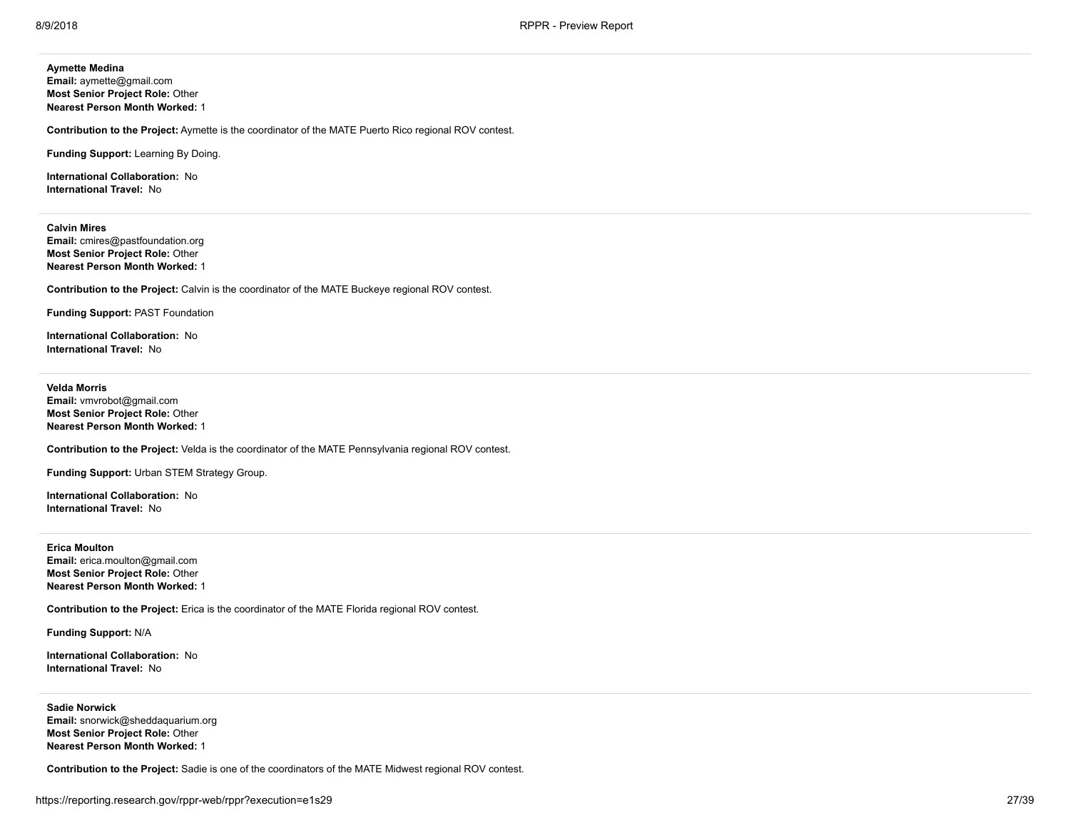**Aymette Medina**
**Email:** aymette@gmail.com
**Most Senior Project Role:** Other
**Nearest Person Month Worked:** 1

**Contribution to the Project:** Aymette is the coordinator of the MATE Puerto Rico regional ROV contest.

**Funding Support:** Learning By Doing.

**International Collaboration:** No
**International Travel:** No

---

**Calvin Mires**
**Email:** cmires@pastfoundation.org
**Most Senior Project Role:** Other
**Nearest Person Month Worked:** 1

**Contribution to the Project:** Calvin is the coordinator of the MATE Buckeye regional ROV contest.

**Funding Support:** PAST Foundation

**International Collaboration:** No
**International Travel:** No

---

**Velda Morris**
**Email:** vmvrobot@gmail.com
**Most Senior Project Role:** Other
**Nearest Person Month Worked:** 1

**Contribution to the Project:** Velda is the coordinator of the MATE Pennsylvania regional ROV contest.

**Funding Support:** Urban STEM Strategy Group.

**International Collaboration:** No
**International Travel:** No

---

**Erica Moulton**
**Email:** erica.moulton@gmail.com
**Most Senior Project Role:** Other
**Nearest Person Month Worked:** 1

**Contribution to the Project:** Erica is the coordinator of the MATE Florida regional ROV contest.

**Funding Support:** N/A

**International Collaboration:** No
**International Travel:** No

---

**Sadie Norwick**
**Email:** snorwick@sheddaquarium.org
**Most Senior Project Role:** Other
**Nearest Person Month Worked:** 1

**Contribution to the Project:** Sadie is one of the coordinators of the MATE Midwest regional ROV contest.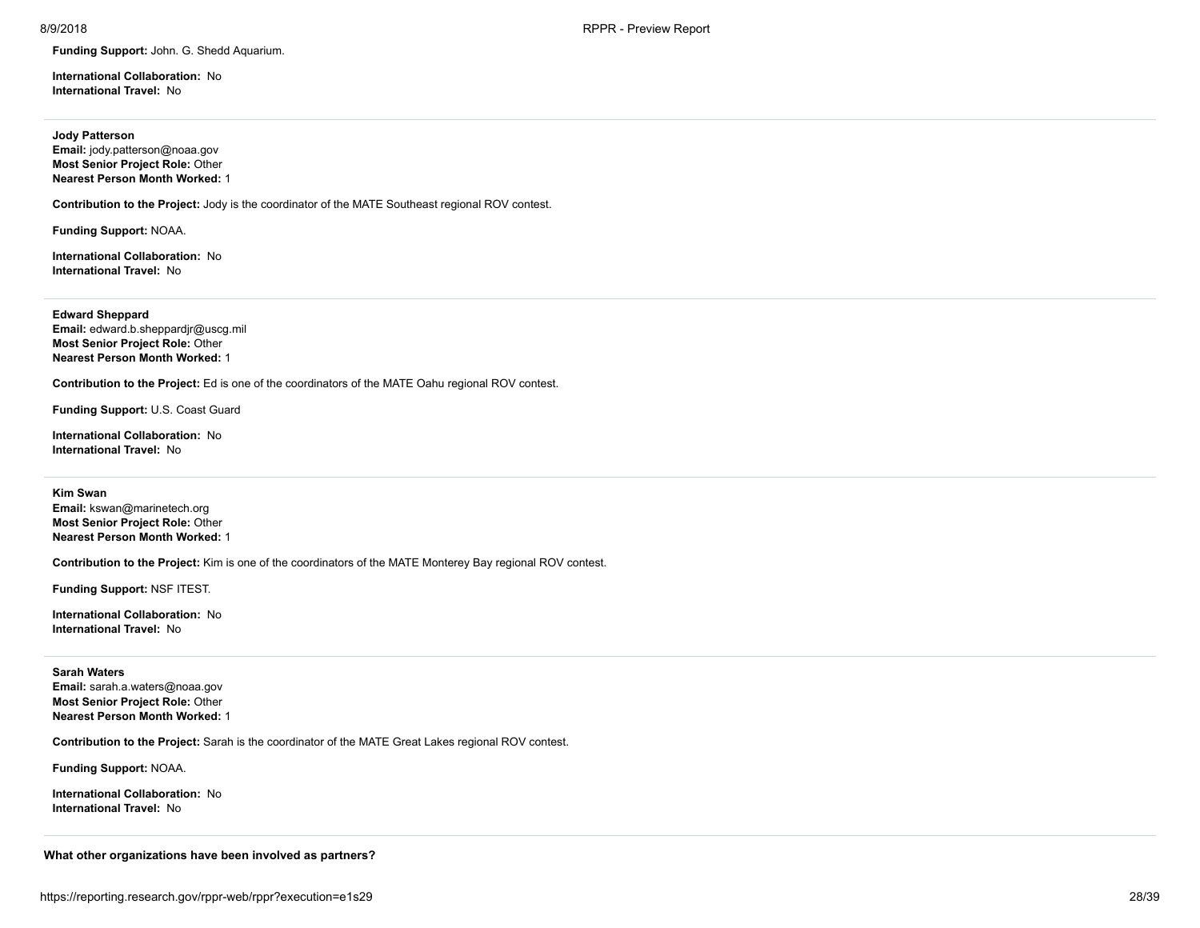**Funding Support:** John. G. Shedd Aquarium.

**International Collaboration:** No
**International Travel:** No

---

**Jody Patterson**
**Email:** jody.patterson@noaa.gov
**Most Senior Project Role:** Other
**Nearest Person Month Worked:** 1

**Contribution to the Project:** Jody is the coordinator of the MATE Southeast regional ROV contest.

**Funding Support:** NOAA.

**International Collaboration:** No
**International Travel:** No

---

**Edward Sheppard**
**Email:** edward.b.sheppardjr@uscg.mil
**Most Senior Project Role:** Other
**Nearest Person Month Worked:** 1

**Contribution to the Project:** Ed is one of the coordinators of the MATE Oahu regional ROV contest.

**Funding Support:** U.S. Coast Guard

**International Collaboration:** No
**International Travel:** No

---

**Kim Swan**
**Email:** kswan@marinetech.org
**Most Senior Project Role:** Other
**Nearest Person Month Worked:** 1

**Contribution to the Project:** Kim is one of the coordinators of the MATE Monterey Bay regional ROV contest.

**Funding Support:** NSF ITEST.

**International Collaboration:** No
**International Travel:** No

---

**Sarah Waters**
**Email:** sarah.a.waters@noaa.gov
**Most Senior Project Role:** Other
**Nearest Person Month Worked:** 1

**Contribution to the Project:** Sarah is the coordinator of the MATE Great Lakes regional ROV contest.

**Funding Support:** NOAA.

**International Collaboration:** No
**International Travel:** No

---

**What other organizations have been involved as partners?**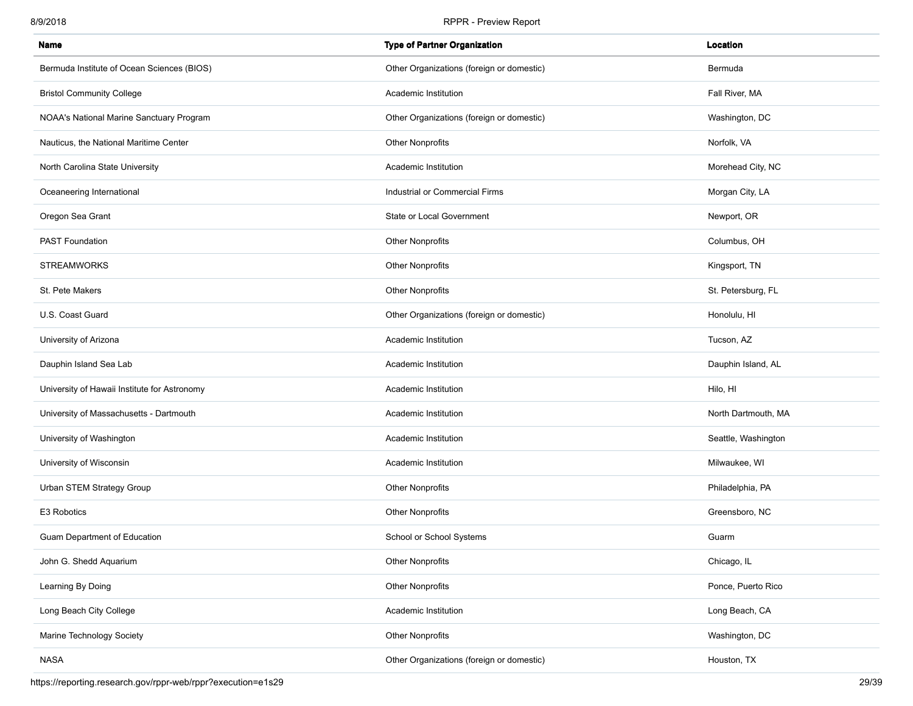| Name | Type of Partner Organization | Location |
| --- | --- | --- |
| Bermuda Institute of Ocean Sciences (BIOS) | Other Organizations (foreign or domestic) | Bermuda |
| Bristol Community College | Academic Institution | Fall River, MA |
| NOAA's National Marine Sanctuary Program | Other Organizations (foreign or domestic) | Washington, DC |
| Nauticus, the National Maritime Center | Other Nonprofits | Norfolk, VA |
| North Carolina State University | Academic Institution | Morehead City, NC |
| Oceaneering International | Industrial or Commercial Firms | Morgan City, LA |
| Oregon Sea Grant | State or Local Government | Newport, OR |
| PAST Foundation | Other Nonprofits | Columbus, OH |
| STREAMWORKS | Other Nonprofits | Kingsport, TN |
| St. Pete Makers | Other Nonprofits | St. Petersburg, FL |
| U.S. Coast Guard | Other Organizations (foreign or domestic) | Honolulu, HI |
| University of Arizona | Academic Institution | Tucson, AZ |
| Dauphin Island Sea Lab | Academic Institution | Dauphin Island, AL |
| University of Hawaii Institute for Astronomy | Academic Institution | Hilo, HI |
| University of Massachusetts - Dartmouth | Academic Institution | North Dartmouth, MA |
| University of Washington | Academic Institution | Seattle, Washington |
| University of Wisconsin | Academic Institution | Milwaukee, WI |
| Urban STEM Strategy Group | Other Nonprofits | Philadelphia, PA |
| E3 Robotics | Other Nonprofits | Greensboro, NC |
| Guam Department of Education | School or School Systems | Guarm |
| John G. Shedd Aquarium | Other Nonprofits | Chicago, IL |
| Learning By Doing | Other Nonprofits | Ponce, Puerto Rico |
| Long Beach City College | Academic Institution | Long Beach, CA |
| Marine Technology Society | Other Nonprofits | Washington, DC |
| NASA | Other Organizations (foreign or domestic) | Houston, TX |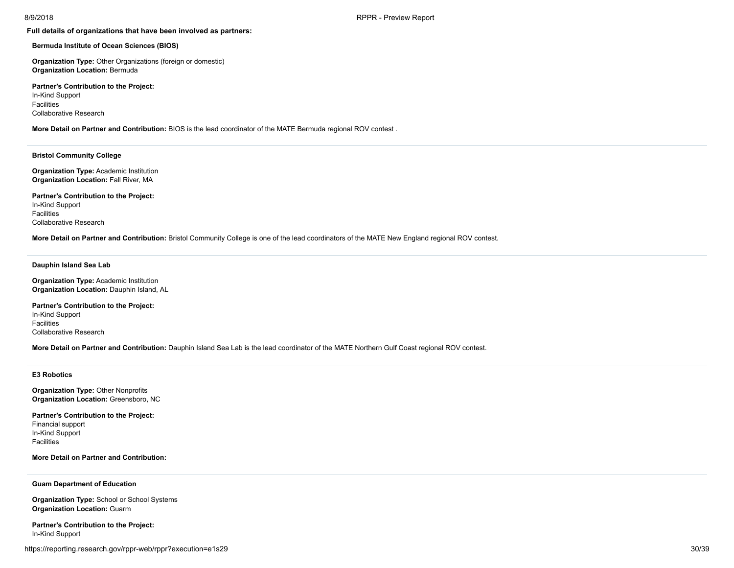**Full details of organizations that have been involved as partners:**

**Bermuda Institute of Ocean Sciences (BIOS)**

**Organization Type:** Other Organizations (foreign or domestic)
**Organization Location:** Bermuda

**Partner's Contribution to the Project:**
In-Kind Support
Facilities
Collaborative Research

**More Detail on Partner and Contribution:** BIOS is the lead coordinator of the MATE Bermuda regional ROV contest .

---

**Bristol Community College**

**Organization Type:** Academic Institution
**Organization Location:** Fall River, MA

**Partner's Contribution to the Project:**
In-Kind Support
Facilities
Collaborative Research

**More Detail on Partner and Contribution:** Bristol Community College is one of the lead coordinators of the MATE New England regional ROV contest.

---

**Dauphin Island Sea Lab**

**Organization Type:** Academic Institution
**Organization Location:** Dauphin Island, AL

**Partner's Contribution to the Project:**
In-Kind Support
Facilities
Collaborative Research

**More Detail on Partner and Contribution:** Dauphin Island Sea Lab is the lead coordinator of the MATE Northern Gulf Coast regional ROV contest.

---

**E3 Robotics**

**Organization Type:** Other Nonprofits
**Organization Location:** Greensboro, NC

**Partner's Contribution to the Project:**
Financial support
In-Kind Support
Facilities

**More Detail on Partner and Contribution:**

---

**Guam Department of Education**

**Organization Type:** School or School Systems
**Organization Location:** Guarm

**Partner's Contribution to the Project:**
In-Kind Support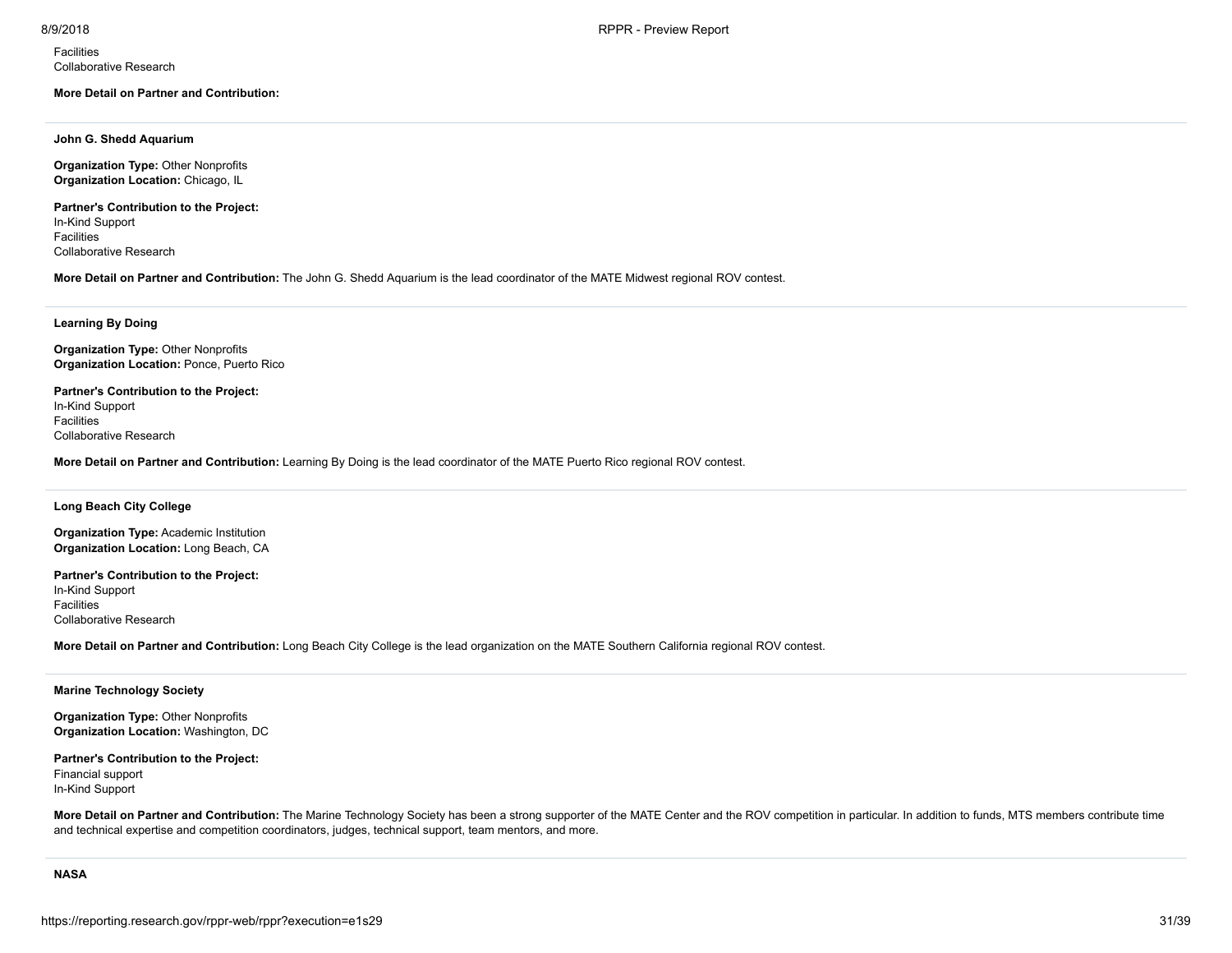Facilities
Collaborative Research

**More Detail on Partner and Contribution:**

---

**John G. Shedd Aquarium**

**Organization Type:** Other Nonprofits
**Organization Location:** Chicago, IL

**Partner's Contribution to the Project:**
In-Kind Support
Facilities
Collaborative Research

**More Detail on Partner and Contribution:** The John G. Shedd Aquarium is the lead coordinator of the MATE Midwest regional ROV contest.

---

**Learning By Doing**

**Organization Type:** Other Nonprofits
**Organization Location:** Ponce, Puerto Rico

**Partner's Contribution to the Project:**
In-Kind Support
Facilities
Collaborative Research

**More Detail on Partner and Contribution:** Learning By Doing is the lead coordinator of the MATE Puerto Rico regional ROV contest.

---

**Long Beach City College**

**Organization Type:** Academic Institution
**Organization Location:** Long Beach, CA

**Partner's Contribution to the Project:**
In-Kind Support
Facilities
Collaborative Research

**More Detail on Partner and Contribution:** Long Beach City College is the lead organization on the MATE Southern California regional ROV contest.

---

**Marine Technology Society**

**Organization Type:** Other Nonprofits
**Organization Location:** Washington, DC

**Partner's Contribution to the Project:**
Financial support
In-Kind Support

**More Detail on Partner and Contribution:** The Marine Technology Society has been a strong supporter of the MATE Center and the ROV competition in particular. In addition to funds, MTS members contribute time and technical expertise and competition coordinators, judges, technical support, team mentors, and more.

---

**NASA**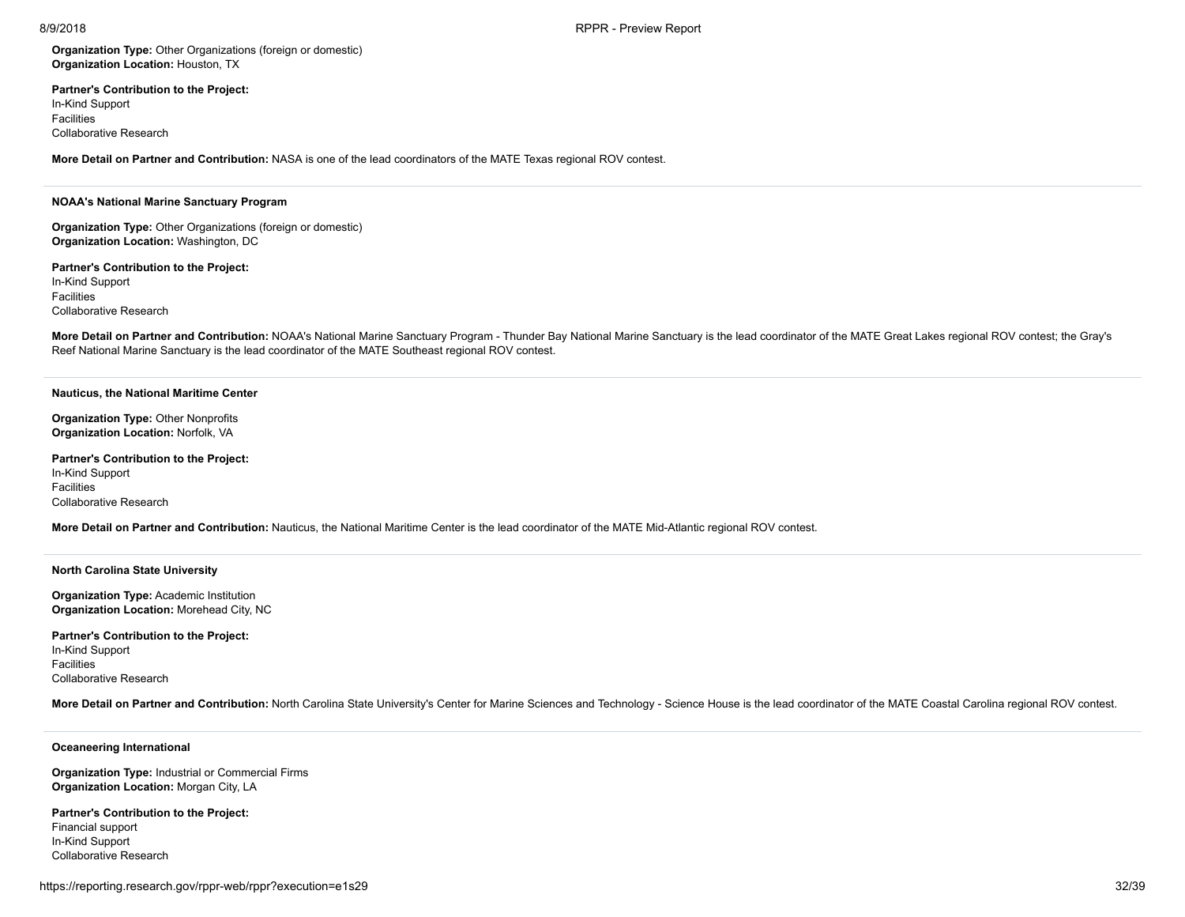**Organization Type:** Other Organizations (foreign or domestic)
**Organization Location:** Houston, TX

**Partner's Contribution to the Project:**
In-Kind Support
Facilities
Collaborative Research

**More Detail on Partner and Contribution:** NASA is one of the lead coordinators of the MATE Texas regional ROV contest.

---

**NOAA's National Marine Sanctuary Program**

**Organization Type:** Other Organizations (foreign or domestic)
**Organization Location:** Washington, DC

**Partner's Contribution to the Project:**
In-Kind Support
Facilities
Collaborative Research

**More Detail on Partner and Contribution:** NOAA's National Marine Sanctuary Program - Thunder Bay National Marine Sanctuary is the lead coordinator of the MATE Great Lakes regional ROV contest; the Gray's Reef National Marine Sanctuary is the lead coordinator of the MATE Southeast regional ROV contest.

---

**Nauticus, the National Maritime Center**

**Organization Type:** Other Nonprofits
**Organization Location:** Norfolk, VA

**Partner's Contribution to the Project:**
In-Kind Support
Facilities
Collaborative Research

**More Detail on Partner and Contribution:** Nauticus, the National Maritime Center is the lead coordinator of the MATE Mid-Atlantic regional ROV contest.

---

**North Carolina State University**

**Organization Type:** Academic Institution
**Organization Location:** Morehead City, NC

**Partner's Contribution to the Project:**
In-Kind Support
Facilities
Collaborative Research

**More Detail on Partner and Contribution:** North Carolina State University's Center for Marine Sciences and Technology - Science House is the lead coordinator of the MATE Coastal Carolina regional ROV contest.

---

**Oceaneering International**

**Organization Type:** Industrial or Commercial Firms
**Organization Location:** Morgan City, LA

**Partner's Contribution to the Project:**
Financial support
In-Kind Support
Collaborative Research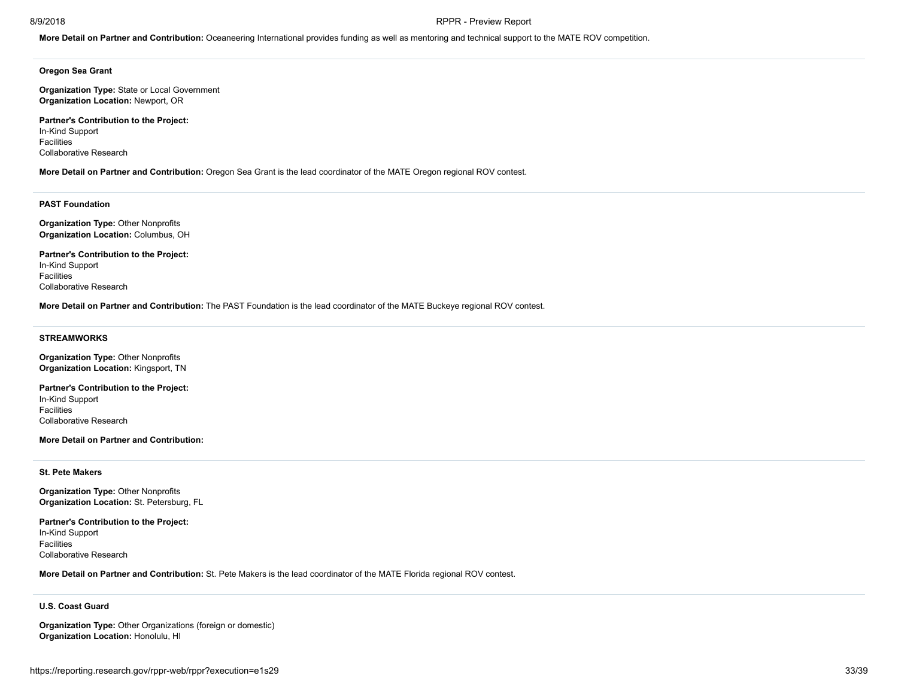**More Detail on Partner and Contribution:** Oceaneering International provides funding as well as mentoring and technical support to the MATE ROV competition.

---

**Oregon Sea Grant**

**Organization Type:** State or Local Government
**Organization Location:** Newport, OR

**Partner's Contribution to the Project:**
In-Kind Support
Facilities
Collaborative Research

**More Detail on Partner and Contribution:** Oregon Sea Grant is the lead coordinator of the MATE Oregon regional ROV contest.

---

**PAST Foundation**

**Organization Type:** Other Nonprofits
**Organization Location:** Columbus, OH

**Partner's Contribution to the Project:**
In-Kind Support
Facilities
Collaborative Research

**More Detail on Partner and Contribution:** The PAST Foundation is the lead coordinator of the MATE Buckeye regional ROV contest.

---

**STREAMWORKS**

**Organization Type:** Other Nonprofits
**Organization Location:** Kingsport, TN

**Partner's Contribution to the Project:**
In-Kind Support
Facilities
Collaborative Research

**More Detail on Partner and Contribution:**

---

**St. Pete Makers**

**Organization Type:** Other Nonprofits
**Organization Location:** St. Petersburg, FL

**Partner's Contribution to the Project:**
In-Kind Support
Facilities
Collaborative Research

**More Detail on Partner and Contribution:** St. Pete Makers is the lead coordinator of the MATE Florida regional ROV contest.

---

**U.S. Coast Guard**

**Organization Type:** Other Organizations (foreign or domestic)
**Organization Location:** Honolulu, HI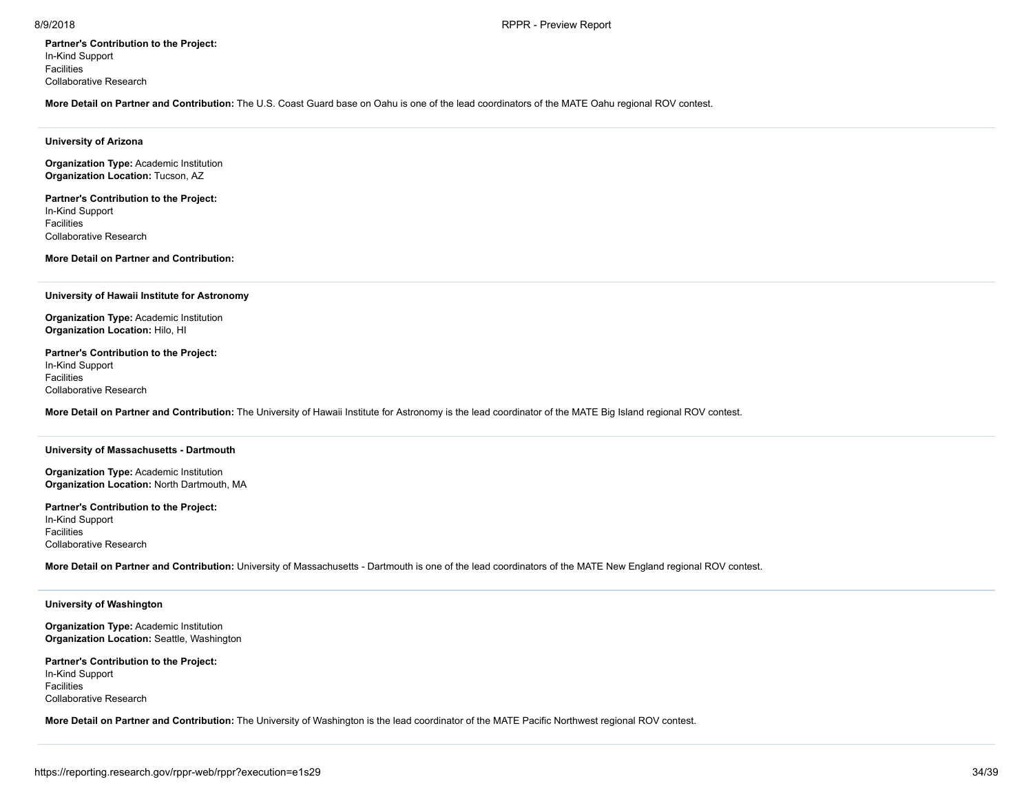**Partner's Contribution to the Project:**
In-Kind Support
Facilities
Collaborative Research

**More Detail on Partner and Contribution:** The U.S. Coast Guard base on Oahu is one of the lead coordinators of the MATE Oahu regional ROV contest.

---

**University of Arizona**

**Organization Type:** Academic Institution
**Organization Location:** Tucson, AZ

**Partner's Contribution to the Project:**
In-Kind Support
Facilities
Collaborative Research

**More Detail on Partner and Contribution:**

---

**University of Hawaii Institute for Astronomy**

**Organization Type:** Academic Institution
**Organization Location:** Hilo, HI

**Partner's Contribution to the Project:**
In-Kind Support
Facilities
Collaborative Research

**More Detail on Partner and Contribution:** The University of Hawaii Institute for Astronomy is the lead coordinator of the MATE Big Island regional ROV contest.

---

**University of Massachusetts - Dartmouth**

**Organization Type:** Academic Institution
**Organization Location:** North Dartmouth, MA

**Partner's Contribution to the Project:**
In-Kind Support
Facilities
Collaborative Research

**More Detail on Partner and Contribution:** University of Massachusetts - Dartmouth is one of the lead coordinators of the MATE New England regional ROV contest.

---

**University of Washington**

**Organization Type:** Academic Institution
**Organization Location:** Seattle, Washington

**Partner's Contribution to the Project:**
In-Kind Support
Facilities
Collaborative Research

**More Detail on Partner and Contribution:** The University of Washington is the lead coordinator of the MATE Pacific Northwest regional ROV contest.

---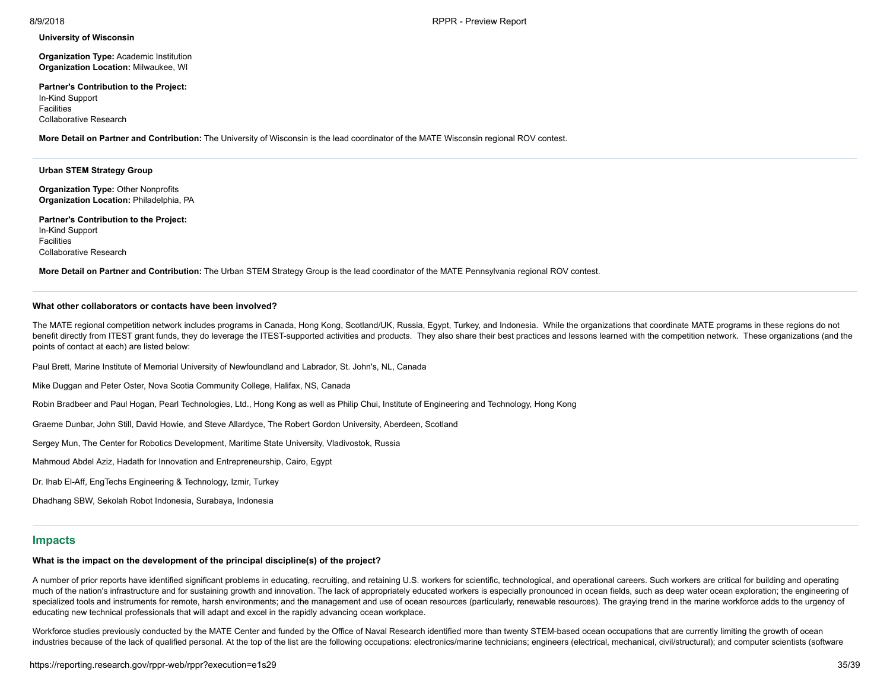**University of Wisconsin**

**Organization Type:** Academic Institution
**Organization Location:** Milwaukee, WI

**Partner's Contribution to the Project:**
In-Kind Support
Facilities
Collaborative Research

**More Detail on Partner and Contribution:** The University of Wisconsin is the lead coordinator of the MATE Wisconsin regional ROV contest.

---

**Urban STEM Strategy Group**

**Organization Type:** Other Nonprofits
**Organization Location:** Philadelphia, PA

**Partner's Contribution to the Project:**
In-Kind Support
Facilities
Collaborative Research

**More Detail on Partner and Contribution:** The Urban STEM Strategy Group is the lead coordinator of the MATE Pennsylvania regional ROV contest.

---

**What other collaborators or contacts have been involved?**

The MATE regional competition network includes programs in Canada, Hong Kong, Scotland/UK, Russia, Egypt, Turkey, and Indonesia. While the organizations that coordinate MATE programs in these regions do not benefit directly from ITEST grant funds, they do leverage the ITEST-supported activities and products. They also share their best practices and lessons learned with the competition network. These organizations (and the points of contact at each) are listed below:

Paul Brett, Marine Institute of Memorial University of Newfoundland and Labrador, St. John's, NL, Canada

Mike Duggan and Peter Oster, Nova Scotia Community College, Halifax, NS, Canada

Robin Bradbeer and Paul Hogan, Pearl Technologies, Ltd., Hong Kong as well as Philip Chui, Institute of Engineering and Technology, Hong Kong

Graeme Dunbar, John Still, David Howie, and Steve Allardyce, The Robert Gordon University, Aberdeen, Scotland

Sergey Mun, The Center for Robotics Development, Maritime State University, Vladivostok, Russia

Mahmoud Abdel Aziz, Hadath for Innovation and Entrepreneurship, Cairo, Egypt

Dr. Ihab El-Aff, EngTechs Engineering & Technology, Izmir, Turkey

Dhadhang SBW, Sekolah Robot Indonesia, Surabaya, Indonesia

---

## Impacts

**What is the impact on the development of the principal discipline(s) of the project?**

A number of prior reports have identified significant problems in educating, recruiting, and retaining U.S. workers for scientific, technological, and operational careers. Such workers are critical for building and operating much of the nation's infrastructure and for sustaining growth and innovation. The lack of appropriately educated workers is especially pronounced in ocean fields, such as deep water ocean exploration; the engineering of specialized tools and instruments for remote, harsh environments; and the management and use of ocean resources (particularly, renewable resources). The graying trend in the marine workforce adds to the urgency of educating new technical professionals that will adapt and excel in the rapidly advancing ocean workplace.

Workforce studies previously conducted by the MATE Center and funded by the Office of Naval Research identified more than twenty STEM-based ocean occupations that are currently limiting the growth of ocean industries because of the lack of qualified personal. At the top of the list are the following occupations: electronics/marine technicians; engineers (electrical, mechanical, civil/structural); and computer scientists (software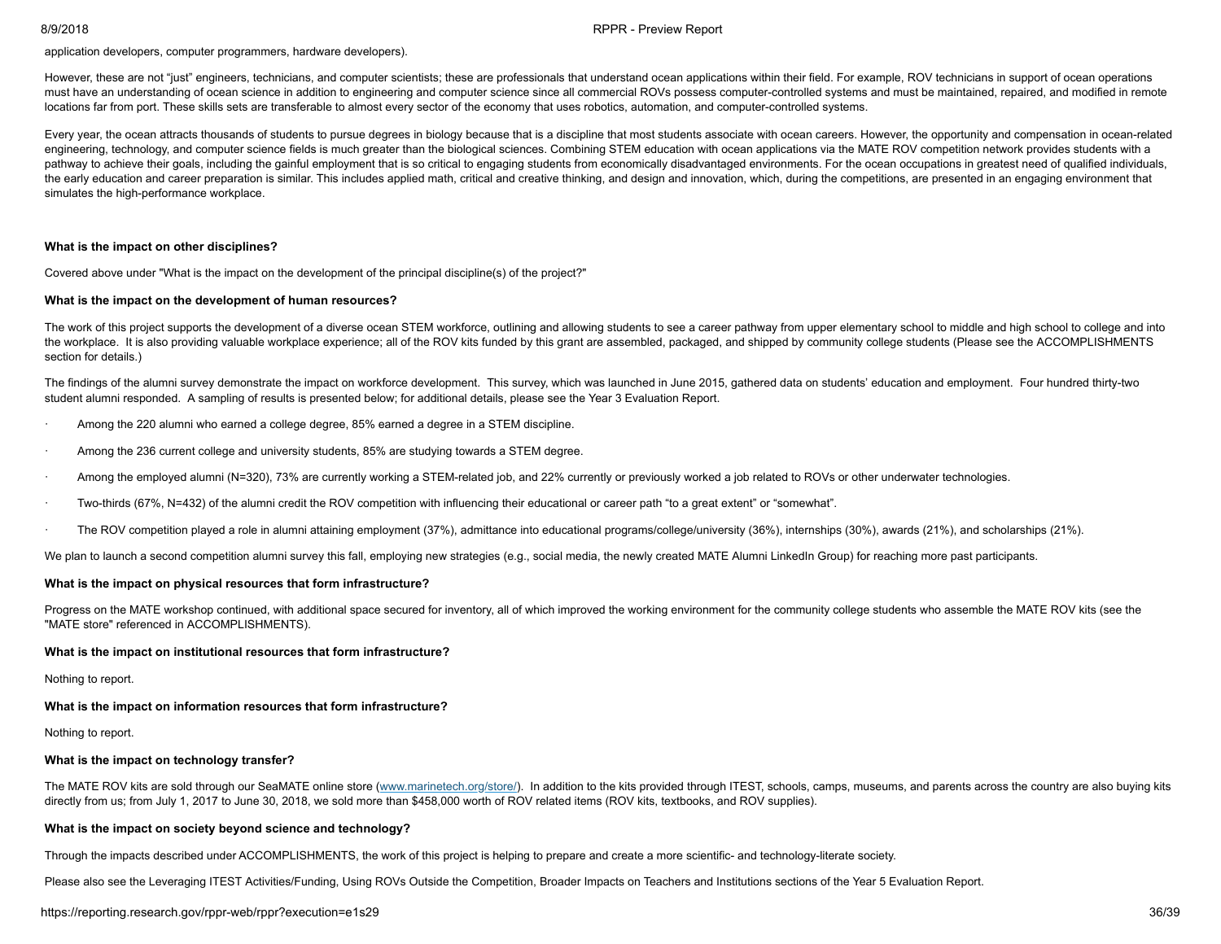application developers, computer programmers, hardware developers).

However, these are not "just" engineers, technicians, and computer scientists; these are professionals that understand ocean applications within their field. For example, ROV technicians in support of ocean operations must have an understanding of ocean science in addition to engineering and computer science since all commercial ROVs possess computer-controlled systems and must be maintained, repaired, and modified in remote locations far from port. These skills sets are transferable to almost every sector of the economy that uses robotics, automation, and computer-controlled systems.

Every year, the ocean attracts thousands of students to pursue degrees in biology because that is a discipline that most students associate with ocean careers. However, the opportunity and compensation in ocean-related engineering, technology, and computer science fields is much greater than the biological sciences. Combining STEM education with ocean applications via the MATE ROV competition network provides students with a pathway to achieve their goals, including the gainful employment that is so critical to engaging students from economically disadvantaged environments. For the ocean occupations in greatest need of qualified individuals, the early education and career preparation is similar. This includes applied math, critical and creative thinking, and design and innovation, which, during the competitions, are presented in an engaging environment that simulates the high-performance workplace.

**What is the impact on other disciplines?**

Covered above under "What is the impact on the development of the principal discipline(s) of the project?"

**What is the impact on the development of human resources?**

The work of this project supports the development of a diverse ocean STEM workforce, outlining and allowing students to see a career pathway from upper elementary school to middle and high school to college and into the workplace. It is also providing valuable workplace experience; all of the ROV kits funded by this grant are assembled, packaged, and shipped by community college students (Please see the ACCOMPLISHMENTS section for details.)

The findings of the alumni survey demonstrate the impact on workforce development. This survey, which was launched in June 2015, gathered data on students' education and employment. Four hundred thirty-two student alumni responded. A sampling of results is presented below; for additional details, please see the Year 3 Evaluation Report.

- Among the 220 alumni who earned a college degree, 85% earned a degree in a STEM discipline.
- Among the 236 current college and university students, 85% are studying towards a STEM degree.
- Among the employed alumni (N=320), 73% are currently working a STEM-related job, and 22% currently or previously worked a job related to ROVs or other underwater technologies.
- Two-thirds (67%, N=432) of the alumni credit the ROV competition with influencing their educational or career path "to a great extent" or "somewhat".
- The ROV competition played a role in alumni attaining employment (37%), admittance into educational programs/college/university (36%), internships (30%), awards (21%), and scholarships (21%).

We plan to launch a second competition alumni survey this fall, employing new strategies (e.g., social media, the newly created MATE Alumni LinkedIn Group) for reaching more past participants.

**What is the impact on physical resources that form infrastructure?**

Progress on the MATE workshop continued, with additional space secured for inventory, all of which improved the working environment for the community college students who assemble the MATE ROV kits (see the "MATE store" referenced in ACCOMPLISHMENTS).

**What is the impact on institutional resources that form infrastructure?**

Nothing to report.

**What is the impact on information resources that form infrastructure?**

Nothing to report.

**What is the impact on technology transfer?**

The MATE ROV kits are sold through our SeaMATE online store (www.marinetech.org/store/). In addition to the kits provided through ITEST, schools, camps, museums, and parents across the country are also buying kits directly from us; from July 1, 2017 to June 30, 2018, we sold more than $458,000 worth of ROV related items (ROV kits, textbooks, and ROV supplies).

**What is the impact on society beyond science and technology?**

Through the impacts described under ACCOMPLISHMENTS, the work of this project is helping to prepare and create a more scientific- and technology-literate society.

Please also see the Leveraging ITEST Activities/Funding, Using ROVs Outside the Competition, Broader Impacts on Teachers and Institutions sections of the Year 5 Evaluation Report.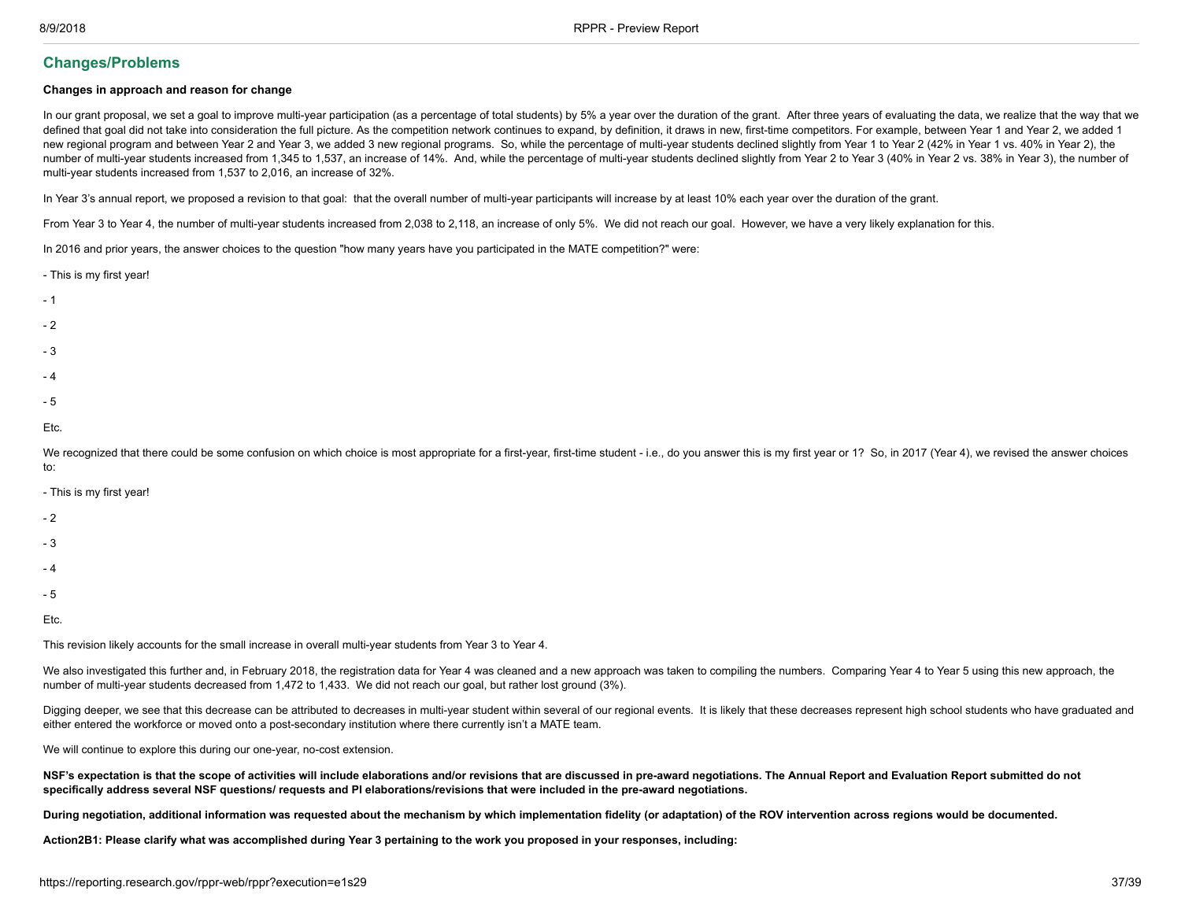## Changes/Problems

### Changes in approach and reason for change

In our grant proposal, we set a goal to improve multi-year participation (as a percentage of total students) by 5% a year over the duration of the grant. After three years of evaluating the data, we realize that the way that we defined that goal did not take into consideration the full picture. As the competition network continues to expand, by definition, it draws in new, first-time competitors. For example, between Year 1 and Year 2, we added 1 new regional program and between Year 2 and Year 3, we added 3 new regional programs. So, while the percentage of multi-year students declined slightly from Year 1 to Year 2 (42% in Year 1 vs. 40% in Year 2), the number of multi-year students increased from 1,345 to 1,537, an increase of 14%. And, while the percentage of multi-year students declined slightly from Year 2 to Year 3 (40% in Year 2 vs. 38% in Year 3), the number of multi-year students increased from 1,537 to 2,016, an increase of 32%.

In Year 3's annual report, we proposed a revision to that goal: that the overall number of multi-year participants will increase by at least 10% each year over the duration of the grant.

From Year 3 to Year 4, the number of multi-year students increased from 2,038 to 2,118, an increase of only 5%. We did not reach our goal. However, we have a very likely explanation for this.

In 2016 and prior years, the answer choices to the question "how many years have you participated in the MATE competition?" were:

- This is my first year!

- 1

- 2

- 3

- 4

- 5

Etc.

We recognized that there could be some confusion on which choice is most appropriate for a first-year, first-time student - i.e., do you answer this is my first year or 1? So, in 2017 (Year 4), we revised the answer choices to:

- This is my first year!

- 2

- 3

- 4

- 5

Etc.

This revision likely accounts for the small increase in overall multi-year students from Year 3 to Year 4.

We also investigated this further and, in February 2018, the registration data for Year 4 was cleaned and a new approach was taken to compiling the numbers. Comparing Year 4 to Year 5 using this new approach, the number of multi-year students decreased from 1,472 to 1,433. We did not reach our goal, but rather lost ground (3%).

Digging deeper, we see that this decrease can be attributed to decreases in multi-year student within several of our regional events. It is likely that these decreases represent high school students who have graduated and either entered the workforce or moved onto a post-secondary institution where there currently isn't a MATE team.

We will continue to explore this during our one-year, no-cost extension.

**NSF's expectation is that the scope of activities will include elaborations and/or revisions that are discussed in pre-award negotiations. The Annual Report and Evaluation Report submitted do not specifically address several NSF questions/ requests and PI elaborations/revisions that were included in the pre-award negotiations.**

**During negotiation, additional information was requested about the mechanism by which implementation fidelity (or adaptation) of the ROV intervention across regions would be documented.**

**Action2B1: Please clarify what was accomplished during Year 3 pertaining to the work you proposed in your responses, including:**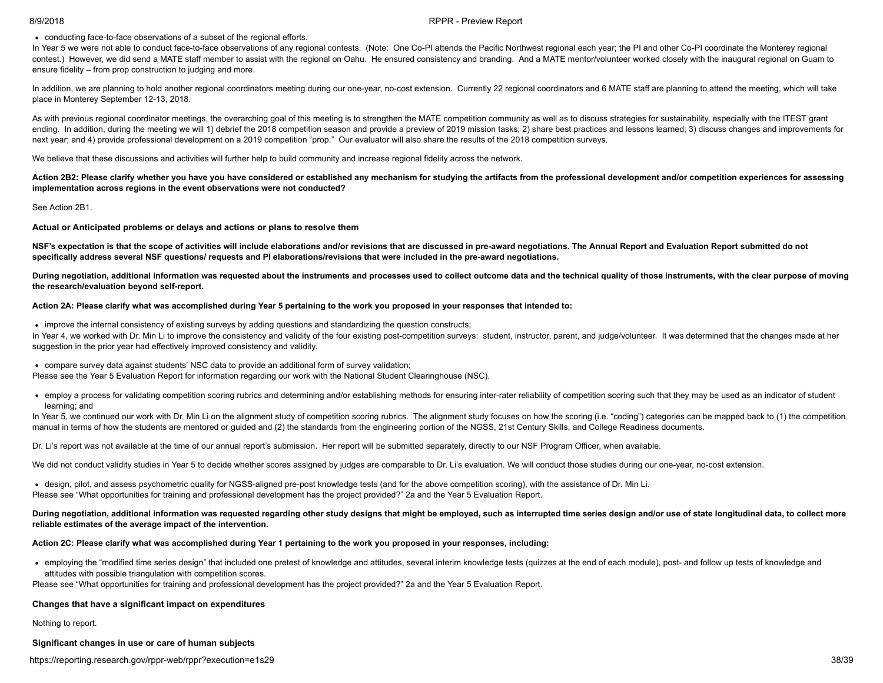- conducting face-to-face observations of a subset of the regional efforts.

In Year 5 we were not able to conduct face-to-face observations of any regional contests. (Note: One Co-PI attends the Pacific Northwest regional each year; the PI and other Co-PI coordinate the Monterey regional contest.) However, we did send a MATE staff member to assist with the regional on Oahu. He ensured consistency and branding. And a MATE mentor/volunteer worked closely with the inaugural regional on Guam to ensure fidelity – from prop construction to judging and more.

In addition, we are planning to hold another regional coordinators meeting during our one-year, no-cost extension. Currently 22 regional coordinators and 6 MATE staff are planning to attend the meeting, which will take place in Monterey September 12-13, 2018.

As with previous regional coordinator meetings, the overarching goal of this meeting is to strengthen the MATE competition community as well as to discuss strategies for sustainability, especially with the ITEST grant ending. In addition, during the meeting we will 1) debrief the 2018 competition season and provide a preview of 2019 mission tasks; 2) share best practices and lessons learned; 3) discuss changes and improvements for next year; and 4) provide professional development on a 2019 competition "prop." Our evaluator will also share the results of the 2018 competition surveys.

We believe that these discussions and activities will further help to build community and increase regional fidelity across the network.

**Action 2B2: Please clarify whether you have you have considered or established any mechanism for studying the artifacts from the professional development and/or competition experiences for assessing implementation across regions in the event observations were not conducted?**

See Action 2B1.

**Actual or Anticipated problems or delays and actions or plans to resolve them**

**NSF's expectation is that the scope of activities will include elaborations and/or revisions that are discussed in pre-award negotiations. The Annual Report and Evaluation Report submitted do not specifically address several NSF questions/ requests and PI elaborations/revisions that were included in the pre-award negotiations.**

**During negotiation, additional information was requested about the instruments and processes used to collect outcome data and the technical quality of those instruments, with the clear purpose of moving the research/evaluation beyond self-report.**

**Action 2A: Please clarify what was accomplished during Year 5 pertaining to the work you proposed in your responses that intended to:**

- improve the internal consistency of existing surveys by adding questions and standardizing the question constructs;

In Year 4, we worked with Dr. Min Li to improve the consistency and validity of the four existing post-competition surveys: student, instructor, parent, and judge/volunteer. It was determined that the changes made at her suggestion in the prior year had effectively improved consistency and validity.

- compare survey data against students' NSC data to provide an additional form of survey validation;

Please see the Year 5 Evaluation Report for information regarding our work with the National Student Clearinghouse (NSC).

- employ a process for validating competition scoring rubrics and determining and/or establishing methods for ensuring inter-rater reliability of competition scoring such that they may be used as an indicator of student learning; and

In Year 5, we continued our work with Dr. Min Li on the alignment study of competition scoring rubrics. The alignment study focuses on how the scoring (i.e. "coding") categories can be mapped back to (1) the competition manual in terms of how the students are mentored or guided and (2) the standards from the engineering portion of the NGSS, 21st Century Skills, and College Readiness documents.

Dr. Li's report was not available at the time of our annual report's submission. Her report will be submitted separately, directly to our NSF Program Officer, when available.

We did not conduct validity studies in Year 5 to decide whether scores assigned by judges are comparable to Dr. Li's evaluation. We will conduct those studies during our one-year, no-cost extension.

- design, pilot, and assess psychometric quality for NGSS-aligned pre-post knowledge tests (and for the above competition scoring), with the assistance of Dr. Min Li.

Please see "What opportunities for training and professional development has the project provided?" 2a and the Year 5 Evaluation Report.

**During negotiation, additional information was requested regarding other study designs that might be employed, such as interrupted time series design and/or use of state longitudinal data, to collect more reliable estimates of the average impact of the intervention.**

**Action 2C: Please clarify what was accomplished during Year 1 pertaining to the work you proposed in your responses, including:**

- employing the "modified time series design" that included one pretest of knowledge and attitudes, several interim knowledge tests (quizzes at the end of each module), post- and follow up tests of knowledge and attitudes with possible triangulation with competition scores.

Please see "What opportunities for training and professional development has the project provided?" 2a and the Year 5 Evaluation Report.

**Changes that have a significant impact on expenditures**

Nothing to report.

**Significant changes in use or care of human subjects**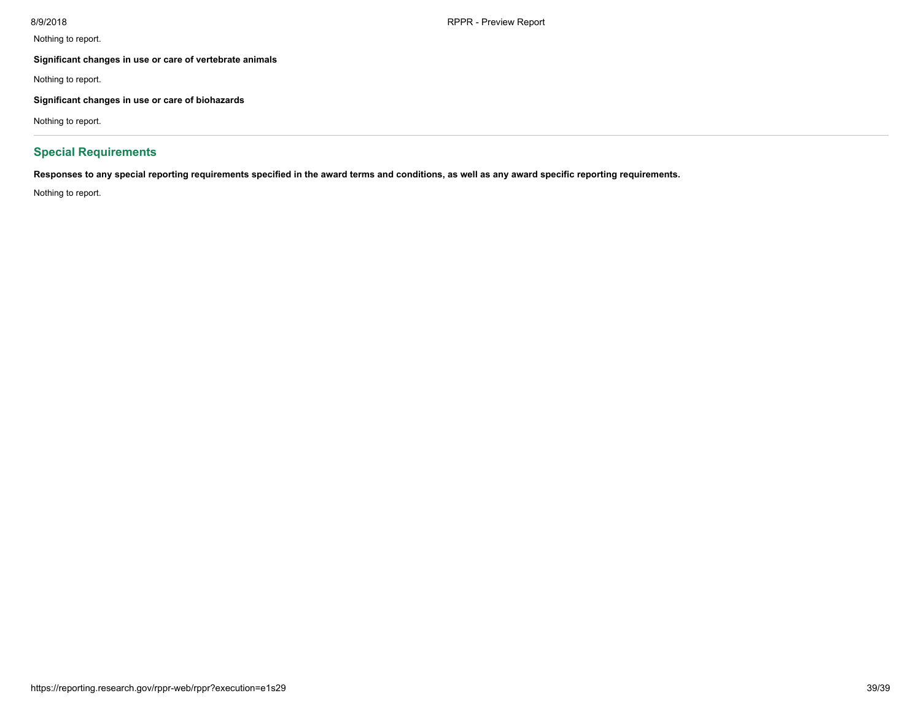Nothing to report.

**Significant changes in use or care of vertebrate animals**

Nothing to report.

**Significant changes in use or care of biohazards**

Nothing to report.

## Special Requirements

**Responses to any special reporting requirements specified in the award terms and conditions, as well as any award specific reporting requirements.**

Nothing to report.